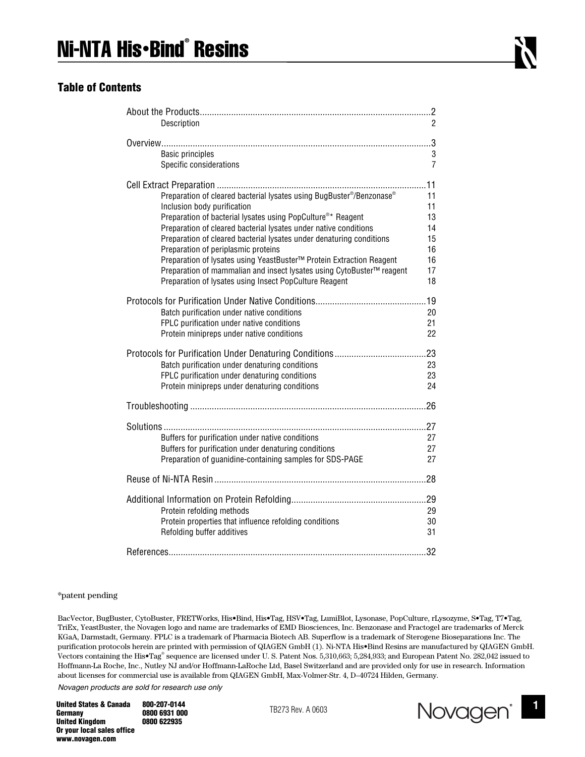# Ni-NTA His•Bind® Resins

## Table of Contents

| Section | Page |
|---|---|
| **About the Products** | **2** |
| Description | 2 |
| **Overview** | **3** |
| Basic principles | 3 |
| Specific considerations | 7 |
| **Cell Extract Preparation** | **11** |
| Preparation of cleared bacterial lysates using BugBuster®/Benzonase® | 11 |
| Inclusion body purification | 11 |
| Preparation of bacterial lysates using PopCulture®* Reagent | 13 |
| Preparation of cleared bacterial lysates under native conditions | 14 |
| Preparation of cleared bacterial lysates under denaturing conditions | 15 |
| Preparation of periplasmic proteins | 16 |
| Preparation of lysates using YeastBuster™ Protein Extraction Reagent | 16 |
| Preparation of mammalian and insect lysates using CytoBuster™ reagent | 17 |
| Preparation of lysates using Insect PopCulture Reagent | 18 |
| **Protocols for Purification Under Native Conditions** | **19** |
| Batch purification under native conditions | 20 |
| FPLC purification under native conditions | 21 |
| Protein minipreps under native conditions | 22 |
| **Protocols for Purification Under Denaturing Conditions** | **23** |
| Batch purification under denaturing conditions | 23 |
| FPLC purification under denaturing conditions | 23 |
| Protein minipreps under denaturing conditions | 24 |
| **Troubleshooting** | **26** |
| **Solutions** | **27** |
| Buffers for purification under native conditions | 27 |
| Buffers for purification under denaturing conditions | 27 |
| Preparation of guanidine-containing samples for SDS-PAGE | 27 |
| **Reuse of Ni-NTA Resin** | **28** |
| **Additional Information on Protein Refolding** | **29** |
| Protein refolding methods | 29 |
| Protein properties that influence refolding conditions | 30 |
| Refolding buffer additives | 31 |
| **References** | **32** |

*patent pending

BacVector, BugBuster, CytoBuster, FRETWorks, His•Bind, His•Tag, HSV•Tag, LumiBlot, Lysonase, PopCulture, rLysozyme, S•Tag, T7•Tag, TriEx, YeastBuster, the Novagen logo and name are trademarks of EMD Biosciences, Inc. Benzonase and Fractogel are trademarks of Merck KGaA, Darmstadt, Germany. FPLC is a trademark of Pharmacia Biotech AB. Superflow is a trademark of Sterogene Bioseparations Inc. The purification protocols herein are printed with permission of QIAGEN GmbH (1). Ni-NTA His•Bind Resins are manufactured by QIAGEN GmbH. Vectors containing the His•Tag® sequence are licensed under U. S. Patent Nos. 5,310,663; 5,284,933; and European Patent No. 282,042 issued to Hoffmann-La Roche, Inc., Nutley NJ and/or Hoffmann-LaRoche Ltd, Basel Switzerland and are provided only for use in research. Information about licenses for commercial use is available from QIAGEN GmbH, Max-Volmer-Str. 4, D–40724 Hilden, Germany.

*Novagen products are sold for research use only*

**United States & Canada** 800-207-0144
**Germany** 0800 6931 000
**United Kingdom** 0800 622935
**Or your local sales office**
**www.novagen.com**

TB273 Rev. A 0603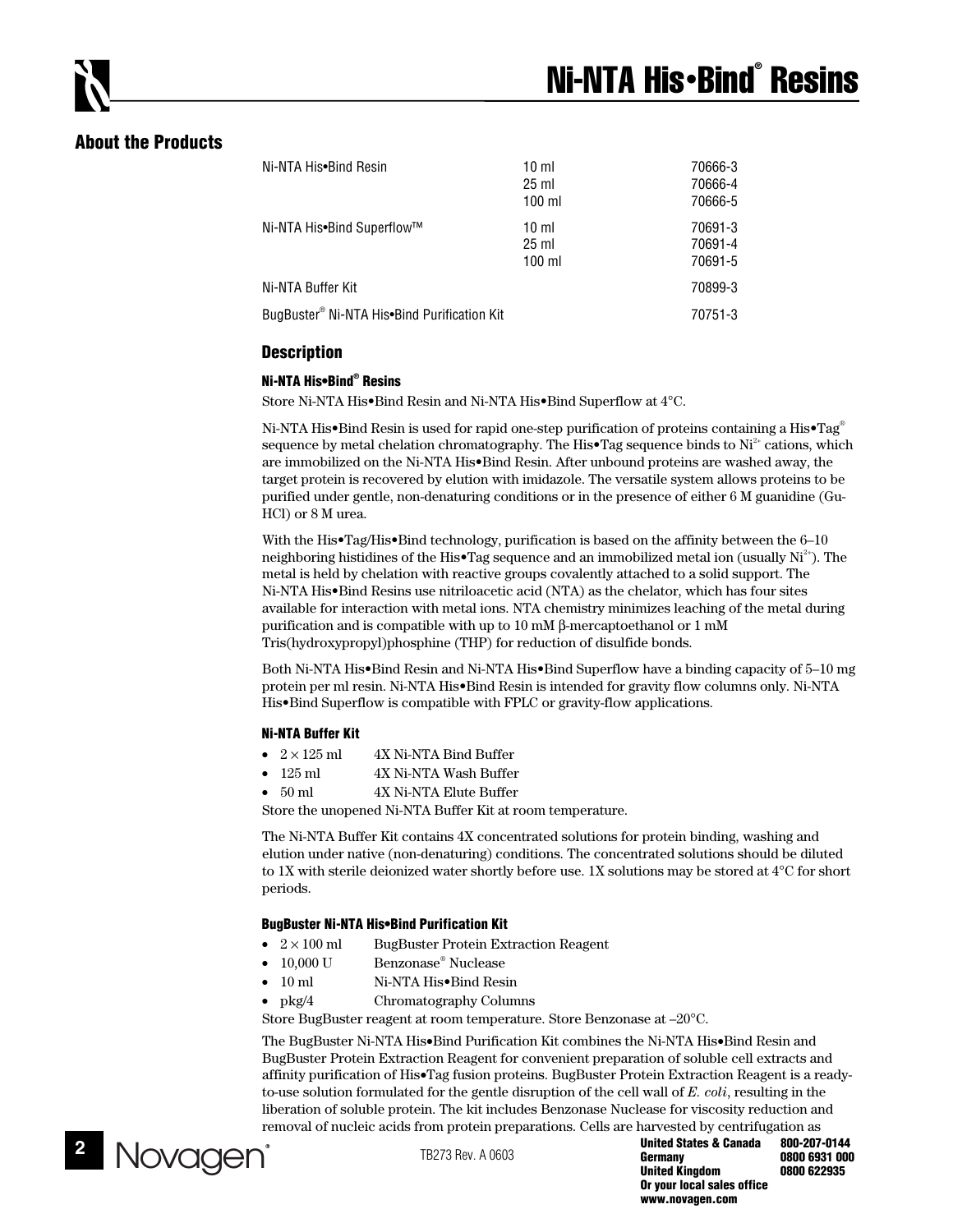## About the Products

| | | |
|---|---|---|
| Ni-NTA His•Bind Resin | 10 ml | 70666-3 |
| | 25 ml | 70666-4 |
| | 100 ml | 70666-5 |
| Ni-NTA His•Bind Superflow™ | 10 ml | 70691-3 |
| | 25 ml | 70691-4 |
| | 100 ml | 70691-5 |
| Ni-NTA Buffer Kit | | 70899-3 |
| BugBuster® Ni-NTA His•Bind Purification Kit | | 70751-3 |

### Description

#### Ni-NTA His•Bind® Resins

Store Ni-NTA His•Bind Resin and Ni-NTA His•Bind Superflow at 4°C.

Ni-NTA His•Bind Resin is used for rapid one-step purification of proteins containing a His•Tag® sequence by metal chelation chromatography. The His•Tag sequence binds to $Ni^{2+}$ cations, which are immobilized on the Ni-NTA His•Bind Resin. After unbound proteins are washed away, the target protein is recovered by elution with imidazole. The versatile system allows proteins to be purified under gentle, non-denaturing conditions or in the presence of either 6 M guanidine (Gu-HCl) or 8 M urea.

With the His•Tag/His•Bind technology, purification is based on the affinity between the 6–10 neighboring histidines of the His•Tag sequence and an immobilized metal ion (usually $Ni^{2+}$). The metal is held by chelation with reactive groups covalently attached to a solid support. The Ni-NTA His•Bind Resins use nitriloacetic acid (NTA) as the chelator, which has four sites available for interaction with metal ions. NTA chemistry minimizes leaching of the metal during purification and is compatible with up to 10 mM β-mercaptoethanol or 1 mM Tris(hydroxypropyl)phosphine (THP) for reduction of disulfide bonds.

Both Ni-NTA His•Bind Resin and Ni-NTA His•Bind Superflow have a binding capacity of 5–10 mg protein per ml resin. Ni-NTA His•Bind Resin is intended for gravity flow columns only. Ni-NTA His•Bind Superflow is compatible with FPLC or gravity-flow applications.

#### Ni-NTA Buffer Kit

- 2 × 125 ml 4X Ni-NTA Bind Buffer
- 125 ml 4X Ni-NTA Wash Buffer
- 50 ml 4X Ni-NTA Elute Buffer

Store the unopened Ni-NTA Buffer Kit at room temperature.

The Ni-NTA Buffer Kit contains 4X concentrated solutions for protein binding, washing and elution under native (non-denaturing) conditions. The concentrated solutions should be diluted to 1X with sterile deionized water shortly before use. 1X solutions may be stored at 4°C for short periods.

#### BugBuster Ni-NTA His•Bind Purification Kit

- 2 × 100 ml BugBuster Protein Extraction Reagent
- 10,000 U Benzonase® Nuclease
- 10 ml Ni-NTA His•Bind Resin
- pkg/4 Chromatography Columns

Store BugBuster reagent at room temperature. Store Benzonase at –20°C.

The BugBuster Ni-NTA His•Bind Purification Kit combines the Ni-NTA His•Bind Resin and BugBuster Protein Extraction Reagent for convenient preparation of soluble cell extracts and affinity purification of His•Tag fusion proteins. BugBuster Protein Extraction Reagent is a ready-to-use solution formulated for the gentle disruption of the cell wall of *E. coli*, resulting in the liberation of soluble protein. The kit includes Benzonase Nuclease for viscosity reduction and removal of nucleic acids from protein preparations. Cells are harvested by centrifugation as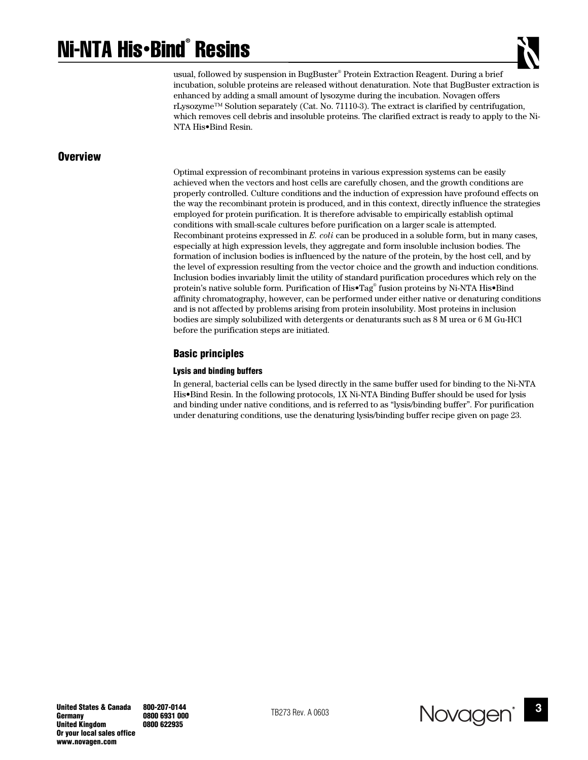usual, followed by suspension in BugBuster® Protein Extraction Reagent. During a brief incubation, soluble proteins are released without denaturation. Note that BugBuster extraction is enhanced by adding a small amount of lysozyme during the incubation. Novagen offers rLysozyme™ Solution separately (Cat. No. 71110-3). The extract is clarified by centrifugation, which removes cell debris and insoluble proteins. The clarified extract is ready to apply to the Ni-NTA His•Bind Resin.

## Overview

Optimal expression of recombinant proteins in various expression systems can be easily achieved when the vectors and host cells are carefully chosen, and the growth conditions are properly controlled. Culture conditions and the induction of expression have profound effects on the way the recombinant protein is produced, and in this context, directly influence the strategies employed for protein purification. It is therefore advisable to empirically establish optimal conditions with small-scale cultures before purification on a larger scale is attempted. Recombinant proteins expressed in *E. coli* can be produced in a soluble form, but in many cases, especially at high expression levels, they aggregate and form insoluble inclusion bodies. The formation of inclusion bodies is influenced by the nature of the protein, by the host cell, and by the level of expression resulting from the vector choice and the growth and induction conditions. Inclusion bodies invariably limit the utility of standard purification procedures which rely on the protein's native soluble form. Purification of His•Tag® fusion proteins by Ni-NTA His•Bind affinity chromatography, however, can be performed under either native or denaturing conditions and is not affected by problems arising from protein insolubility. Most proteins in inclusion bodies are simply solubilized with detergents or denaturants such as 8 M urea or 6 M Gu-HCl before the purification steps are initiated.

### Basic principles

#### Lysis and binding buffers

In general, bacterial cells can be lysed directly in the same buffer used for binding to the Ni-NTA His•Bind Resin. In the following protocols, 1X Ni-NTA Binding Buffer should be used for lysis and binding under native conditions, and is referred to as "lysis/binding buffer". For purification under denaturing conditions, use the denaturing lysis/binding buffer recipe given on page 23.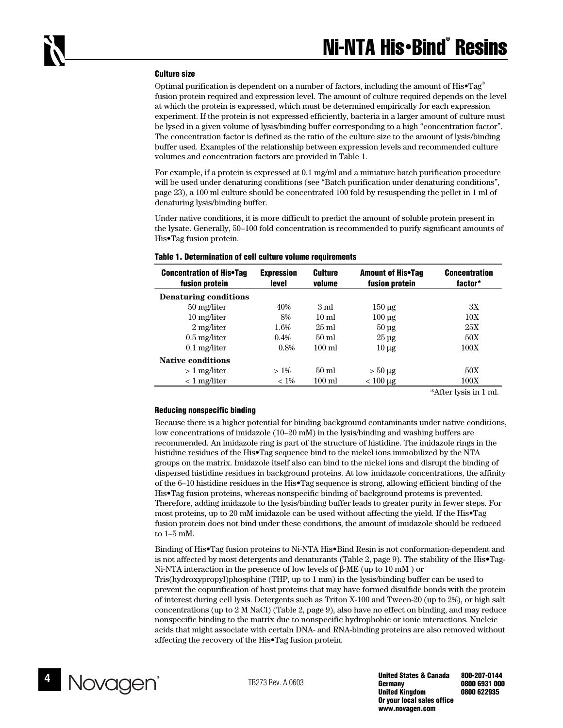### Culture size

Optimal purification is dependent on a number of factors, including the amount of His•Tag® fusion protein required and expression level. The amount of culture required depends on the level at which the protein is expressed, which must be determined empirically for each expression experiment. If the protein is not expressed efficiently, bacteria in a larger amount of culture must be lysed in a given volume of lysis/binding buffer corresponding to a high "concentration factor". The concentration factor is defined as the ratio of the culture size to the amount of lysis/binding buffer used. Examples of the relationship between expression levels and recommended culture volumes and concentration factors are provided in Table 1.

For example, if a protein is expressed at 0.1 mg/ml and a miniature batch purification procedure will be used under denaturing conditions (see "Batch purification under denaturing conditions", page 23), a 100 ml culture should be concentrated 100 fold by resuspending the pellet in 1 ml of denaturing lysis/binding buffer.

Under native conditions, it is more difficult to predict the amount of soluble protein present in the lysate. Generally, 50–100 fold concentration is recommended to purify significant amounts of His•Tag fusion protein.

**Table 1. Determination of cell culture volume requirements**

| Concentration of His•Tag fusion protein | Expression level | Culture volume | Amount of His•Tag fusion protein | Concentration factor* |
|---|---|---|---|---|
| **Denaturing conditions** | | | | |
| 50 mg/liter | 40% | 3 ml | 150 µg | 3X |
| 10 mg/liter | 8% | 10 ml | 100 µg | 10X |
| 2 mg/liter | 1.6% | 25 ml | 50 µg | 25X |
| 0.5 mg/liter | 0.4% | 50 ml | 25 µg | 50X |
| 0.1 mg/liter | 0.8% | 100 ml | 10 µg | 100X |
| **Native conditions** | | | | |
| > 1 mg/liter | > 1% | 50 ml | > 50 µg | 50X |
| < 1 mg/liter | < 1% | 100 ml | < 100 µg | 100X |

*After lysis in 1 ml.

### Reducing nonspecific binding

Because there is a higher potential for binding background contaminants under native conditions, low concentrations of imidazole (10–20 mM) in the lysis/binding and washing buffers are recommended. An imidazole ring is part of the structure of histidine. The imidazole rings in the histidine residues of the His•Tag sequence bind to the nickel ions immobilized by the NTA groups on the matrix. Imidazole itself also can bind to the nickel ions and disrupt the binding of dispersed histidine residues in background proteins. At low imidazole concentrations, the affinity of the 6–10 histidine residues in the His•Tag sequence is strong, allowing efficient binding of the His•Tag fusion proteins, whereas nonspecific binding of background proteins is prevented. Therefore, adding imidazole to the lysis/binding buffer leads to greater purity in fewer steps. For most proteins, up to 20 mM imidazole can be used without affecting the yield. If the His•Tag fusion protein does not bind under these conditions, the amount of imidazole should be reduced to 1–5 mM.

Binding of His•Tag fusion proteins to Ni-NTA His•Bind Resin is not conformation-dependent and is not affected by most detergents and denaturants (Table 2, page 9). The stability of the His•Tag-Ni-NTA interaction in the presence of low levels of β-ME (up to 10 mM ) or Tris(hydroxypropyl)phosphine (THP, up to 1 mm) in the lysis/binding buffer can be used to prevent the copurification of host proteins that may have formed disulfide bonds with the protein of interest during cell lysis. Detergents such as Triton X-100 and Tween-20 (up to 2%), or high salt concentrations (up to 2 M NaCl) (Table 2, page 9), also have no effect on binding, and may reduce nonspecific binding to the matrix due to nonspecific hydrophobic or ionic interactions. Nucleic acids that might associate with certain DNA- and RNA-binding proteins are also removed without affecting the recovery of the His•Tag fusion protein.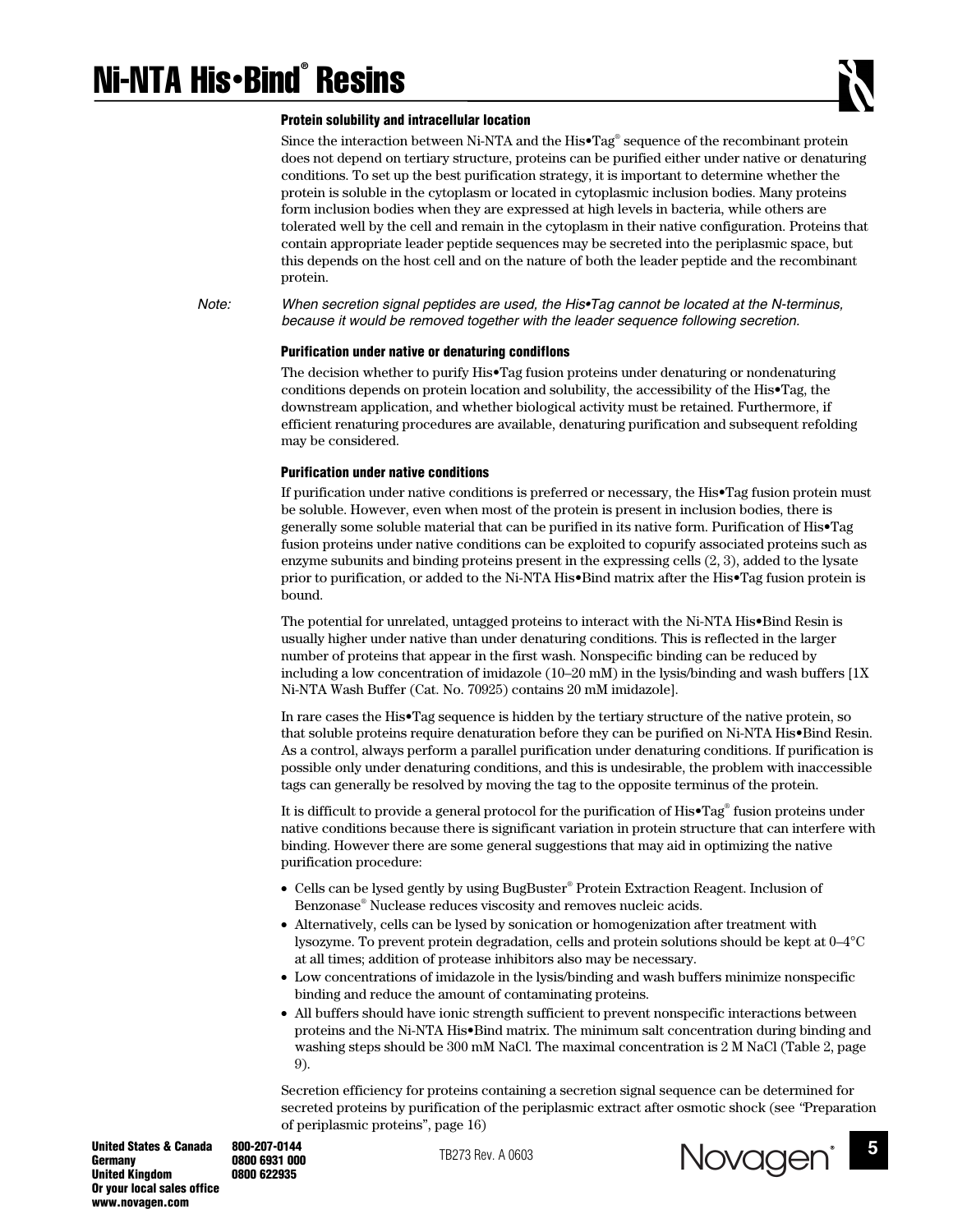### Protein solubility and intracellular location

Since the interaction between Ni-NTA and the His•Tag® sequence of the recombinant protein does not depend on tertiary structure, proteins can be purified either under native or denaturing conditions. To set up the best purification strategy, it is important to determine whether the protein is soluble in the cytoplasm or located in cytoplasmic inclusion bodies. Many proteins form inclusion bodies when they are expressed at high levels in bacteria, while others are tolerated well by the cell and remain in the cytoplasm in their native configuration. Proteins that contain appropriate leader peptide sequences may be secreted into the periplasmic space, but this depends on the host cell and on the nature of both the leader peptide and the recombinant protein.

*Note: When secretion signal peptides are used, the His•Tag cannot be located at the N-terminus, because it would be removed together with the leader sequence following secretion.*

### Purification under native or denaturing condiflons

The decision whether to purify His•Tag fusion proteins under denaturing or nondenaturing conditions depends on protein location and solubility, the accessibility of the His•Tag, the downstream application, and whether biological activity must be retained. Furthermore, if efficient renaturing procedures are available, denaturing purification and subsequent refolding may be considered.

### Purification under native conditions

If purification under native conditions is preferred or necessary, the His•Tag fusion protein must be soluble. However, even when most of the protein is present in inclusion bodies, there is generally some soluble material that can be purified in its native form. Purification of His•Tag fusion proteins under native conditions can be exploited to copurify associated proteins such as enzyme subunits and binding proteins present in the expressing cells (2, 3), added to the lysate prior to purification, or added to the Ni-NTA His•Bind matrix after the His•Tag fusion protein is bound.

The potential for unrelated, untagged proteins to interact with the Ni-NTA His•Bind Resin is usually higher under native than under denaturing conditions. This is reflected in the larger number of proteins that appear in the first wash. Nonspecific binding can be reduced by including a low concentration of imidazole (10–20 mM) in the lysis/binding and wash buffers [1X Ni-NTA Wash Buffer (Cat. No. 70925) contains 20 mM imidazole].

In rare cases the His•Tag sequence is hidden by the tertiary structure of the native protein, so that soluble proteins require denaturation before they can be purified on Ni-NTA His•Bind Resin. As a control, always perform a parallel purification under denaturing conditions. If purification is possible only under denaturing conditions, and this is undesirable, the problem with inaccessible tags can generally be resolved by moving the tag to the opposite terminus of the protein.

It is difficult to provide a general protocol for the purification of His•Tag® fusion proteins under native conditions because there is significant variation in protein structure that can interfere with binding. However there are some general suggestions that may aid in optimizing the native purification procedure:

- Cells can be lysed gently by using BugBuster® Protein Extraction Reagent. Inclusion of Benzonase® Nuclease reduces viscosity and removes nucleic acids.
- Alternatively, cells can be lysed by sonication or homogenization after treatment with lysozyme. To prevent protein degradation, cells and protein solutions should be kept at 0–4°C at all times; addition of protease inhibitors also may be necessary.
- Low concentrations of imidazole in the lysis/binding and wash buffers minimize nonspecific binding and reduce the amount of contaminating proteins.
- All buffers should have ionic strength sufficient to prevent nonspecific interactions between proteins and the Ni-NTA His•Bind matrix. The minimum salt concentration during binding and washing steps should be 300 mM NaCl. The maximal concentration is 2 M NaCl (Table 2, page 9).

Secretion efficiency for proteins containing a secretion signal sequence can be determined for secreted proteins by purification of the periplasmic extract after osmotic shock (see "Preparation of periplasmic proteins", page 16)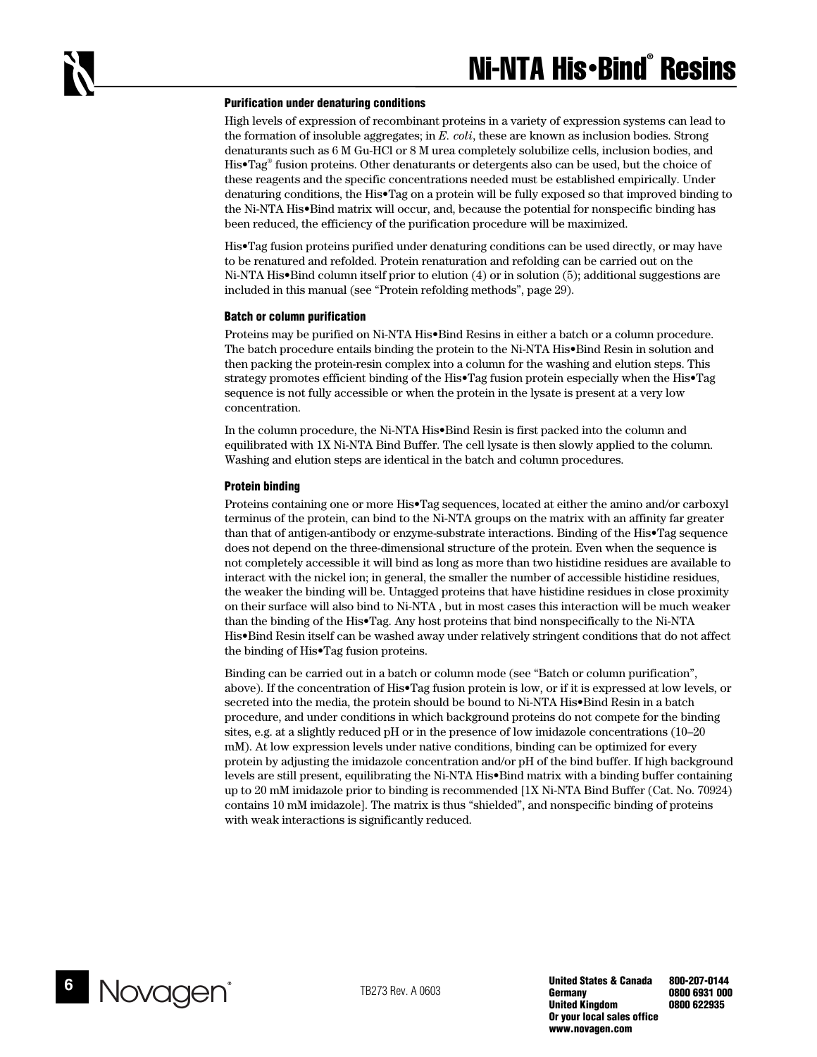### Purification under denaturing conditions

High levels of expression of recombinant proteins in a variety of expression systems can lead to the formation of insoluble aggregates; in *E. coli*, these are known as inclusion bodies. Strong denaturants such as 6 M Gu-HCl or 8 M urea completely solubilize cells, inclusion bodies, and His•Tag® fusion proteins. Other denaturants or detergents also can be used, but the choice of these reagents and the specific concentrations needed must be established empirically. Under denaturing conditions, the His•Tag on a protein will be fully exposed so that improved binding to the Ni-NTA His•Bind matrix will occur, and, because the potential for nonspecific binding has been reduced, the efficiency of the purification procedure will be maximized.

His•Tag fusion proteins purified under denaturing conditions can be used directly, or may have to be renatured and refolded. Protein renaturation and refolding can be carried out on the Ni-NTA His•Bind column itself prior to elution (4) or in solution (5); additional suggestions are included in this manual (see "Protein refolding methods", page 29).

### Batch or column purification

Proteins may be purified on Ni-NTA His•Bind Resins in either a batch or a column procedure. The batch procedure entails binding the protein to the Ni-NTA His•Bind Resin in solution and then packing the protein-resin complex into a column for the washing and elution steps. This strategy promotes efficient binding of the His•Tag fusion protein especially when the His•Tag sequence is not fully accessible or when the protein in the lysate is present at a very low concentration.

In the column procedure, the Ni-NTA His•Bind Resin is first packed into the column and equilibrated with 1X Ni-NTA Bind Buffer. The cell lysate is then slowly applied to the column. Washing and elution steps are identical in the batch and column procedures.

### Protein binding

Proteins containing one or more His•Tag sequences, located at either the amino and/or carboxyl terminus of the protein, can bind to the Ni-NTA groups on the matrix with an affinity far greater than that of antigen-antibody or enzyme-substrate interactions. Binding of the His•Tag sequence does not depend on the three-dimensional structure of the protein. Even when the sequence is not completely accessible it will bind as long as more than two histidine residues are available to interact with the nickel ion; in general, the smaller the number of accessible histidine residues, the weaker the binding will be. Untagged proteins that have histidine residues in close proximity on their surface will also bind to Ni-NTA , but in most cases this interaction will be much weaker than the binding of the His•Tag. Any host proteins that bind nonspecifically to the Ni-NTA His•Bind Resin itself can be washed away under relatively stringent conditions that do not affect the binding of His•Tag fusion proteins.

Binding can be carried out in a batch or column mode (see "Batch or column purification", above). If the concentration of His•Tag fusion protein is low, or if it is expressed at low levels, or secreted into the media, the protein should be bound to Ni-NTA His•Bind Resin in a batch procedure, and under conditions in which background proteins do not compete for the binding sites, e.g. at a slightly reduced pH or in the presence of low imidazole concentrations (10–20 mM). At low expression levels under native conditions, binding can be optimized for every protein by adjusting the imidazole concentration and/or pH of the bind buffer. If high background levels are still present, equilibrating the Ni-NTA His•Bind matrix with a binding buffer containing up to 20 mM imidazole prior to binding is recommended [1X Ni-NTA Bind Buffer (Cat. No. 70924) contains 10 mM imidazole]. The matrix is thus "shielded", and nonspecific binding of proteins with weak interactions is significantly reduced.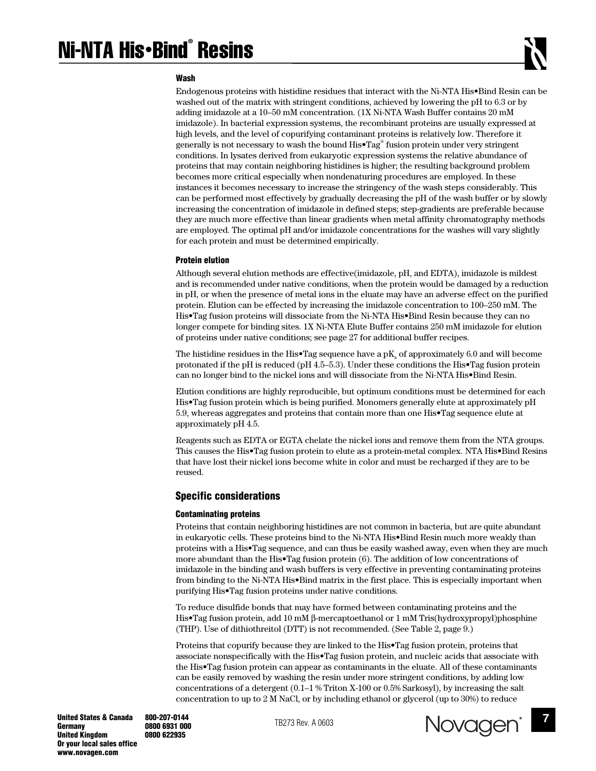### Wash

Endogenous proteins with histidine residues that interact with the Ni-NTA His•Bind Resin can be washed out of the matrix with stringent conditions, achieved by lowering the pH to 6.3 or by adding imidazole at a 10–50 mM concentration. (1X Ni-NTA Wash Buffer contains 20 mM imidazole). In bacterial expression systems, the recombinant proteins are usually expressed at high levels, and the level of copurifying contaminant proteins is relatively low. Therefore it generally is not necessary to wash the bound His•Tag® fusion protein under very stringent conditions. In lysates derived from eukaryotic expression systems the relative abundance of proteins that may contain neighboring histidines is higher; the resulting background problem becomes more critical especially when nondenaturing procedures are employed. In these instances it becomes necessary to increase the stringency of the wash steps considerably. This can be performed most effectively by gradually decreasing the pH of the wash buffer or by slowly increasing the concentration of imidazole in defined steps; step-gradients are preferable because they are much more effective than linear gradients when metal affinity chromatography methods are employed. The optimal pH and/or imidazole concentrations for the washes will vary slightly for each protein and must be determined empirically.

### Protein elution

Although several elution methods are effective(imidazole, pH, and EDTA), imidazole is mildest and is recommended under native conditions, when the protein would be damaged by a reduction in pH, or when the presence of metal ions in the eluate may have an adverse effect on the purified protein. Elution can be effected by increasing the imidazole concentration to 100–250 mM. The His•Tag fusion proteins will dissociate from the Ni-NTA His•Bind Resin because they can no longer compete for binding sites. 1X Ni-NTA Elute Buffer contains 250 mM imidazole for elution of proteins under native conditions; see page 27 for additional buffer recipes.

The histidine residues in the His•Tag sequence have a $pK_a$ of approximately 6.0 and will become protonated if the pH is reduced (pH 4.5–5.3). Under these conditions the His•Tag fusion protein can no longer bind to the nickel ions and will dissociate from the Ni-NTA His•Bind Resin.

Elution conditions are highly reproducible, but optimum conditions must be determined for each His•Tag fusion protein which is being purified. Monomers generally elute at approximately pH 5.9, whereas aggregates and proteins that contain more than one His•Tag sequence elute at approximately pH 4.5.

Reagents such as EDTA or EGTA chelate the nickel ions and remove them from the NTA groups. This causes the His•Tag fusion protein to elute as a protein-metal complex. NTA His•Bind Resins that have lost their nickel ions become white in color and must be recharged if they are to be reused.

## Specific considerations

### Contaminating proteins

Proteins that contain neighboring histidines are not common in bacteria, but are quite abundant in eukaryotic cells. These proteins bind to the Ni-NTA His•Bind Resin much more weakly than proteins with a His•Tag sequence, and can thus be easily washed away, even when they are much more abundant than the His•Tag fusion protein (6). The addition of low concentrations of imidazole in the binding and wash buffers is very effective in preventing contaminating proteins from binding to the Ni-NTA His•Bind matrix in the first place. This is especially important when purifying His•Tag fusion proteins under native conditions.

To reduce disulfide bonds that may have formed between contaminating proteins and the His•Tag fusion protein, add 10 mM β-mercaptoethanol or 1 mM Tris(hydroxypropyl)phosphine (THP). Use of dithiothreitol (DTT) is not recommended. (See Table 2, page 9.)

Proteins that copurify because they are linked to the His•Tag fusion protein, proteins that associate nonspecifically with the His•Tag fusion protein, and nucleic acids that associate with the His•Tag fusion protein can appear as contaminants in the eluate. All of these contaminants can be easily removed by washing the resin under more stringent conditions, by adding low concentrations of a detergent (0.1–1 % Triton X-100 or 0.5% Sarkosyl), by increasing the salt concentration to up to 2 M NaCl, or by including ethanol or glycerol (up to 30%) to reduce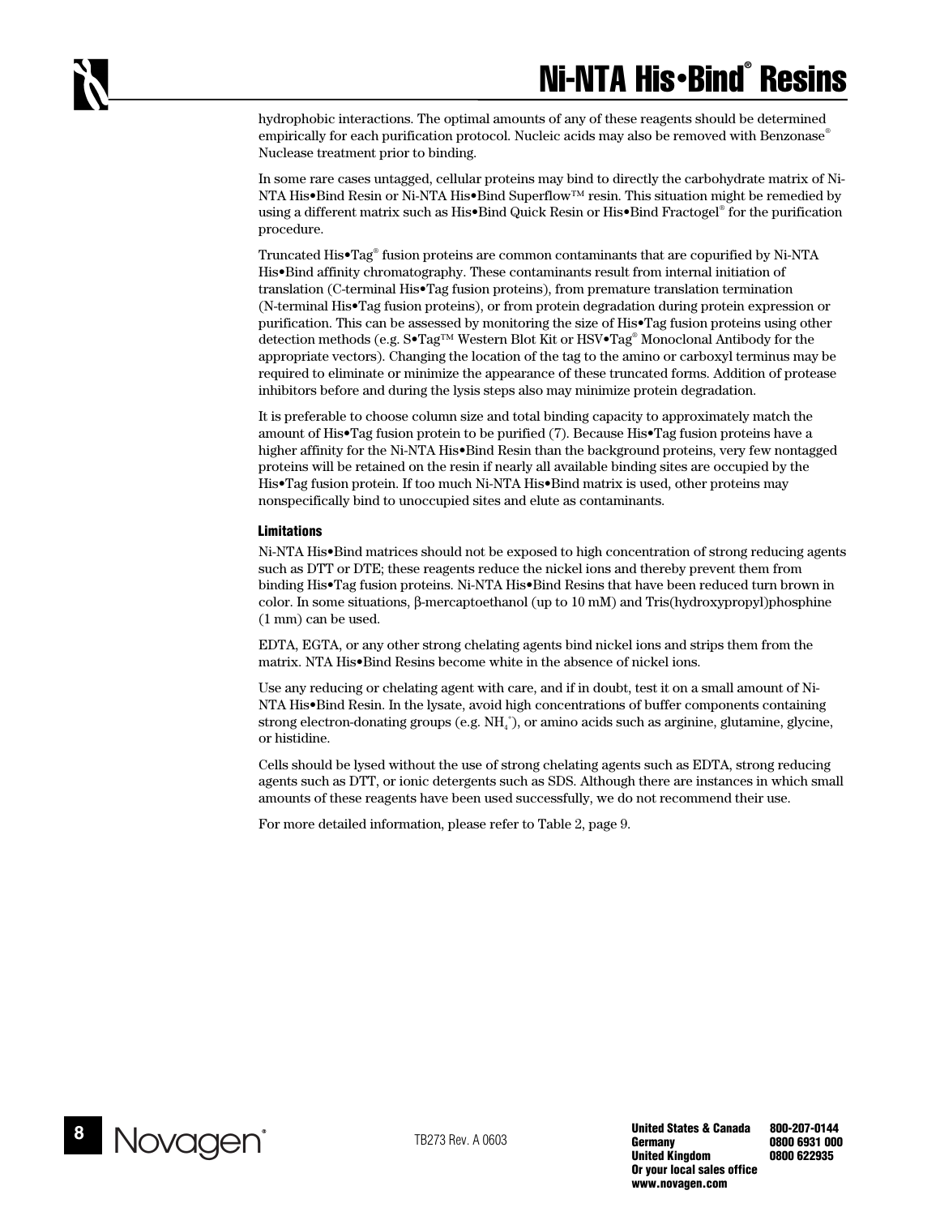hydrophobic interactions. The optimal amounts of any of these reagents should be determined empirically for each purification protocol. Nucleic acids may also be removed with Benzonase® Nuclease treatment prior to binding.

In some rare cases untagged, cellular proteins may bind to directly the carbohydrate matrix of Ni-NTA His•Bind Resin or Ni-NTA His•Bind Superflow™ resin. This situation might be remedied by using a different matrix such as His•Bind Quick Resin or His•Bind Fractogel® for the purification procedure.

Truncated His•Tag® fusion proteins are common contaminants that are copurified by Ni-NTA His•Bind affinity chromatography. These contaminants result from internal initiation of translation (C-terminal His•Tag fusion proteins), from premature translation termination (N-terminal His•Tag fusion proteins), or from protein degradation during protein expression or purification. This can be assessed by monitoring the size of His•Tag fusion proteins using other detection methods (e.g. S•Tag™ Western Blot Kit or HSV•Tag® Monoclonal Antibody for the appropriate vectors). Changing the location of the tag to the amino or carboxyl terminus may be required to eliminate or minimize the appearance of these truncated forms. Addition of protease inhibitors before and during the lysis steps also may minimize protein degradation.

It is preferable to choose column size and total binding capacity to approximately match the amount of His•Tag fusion protein to be purified (7). Because His•Tag fusion proteins have a higher affinity for the Ni-NTA His•Bind Resin than the background proteins, very few nontagged proteins will be retained on the resin if nearly all available binding sites are occupied by the His•Tag fusion protein. If too much Ni-NTA His•Bind matrix is used, other proteins may nonspecifically bind to unoccupied sites and elute as contaminants.

### Limitations

Ni-NTA His•Bind matrices should not be exposed to high concentration of strong reducing agents such as DTT or DTE; these reagents reduce the nickel ions and thereby prevent them from binding His•Tag fusion proteins. Ni-NTA His•Bind Resins that have been reduced turn brown in color. In some situations, β-mercaptoethanol (up to 10 mM) and Tris(hydroxypropyl)phosphine (1 mm) can be used.

EDTA, EGTA, or any other strong chelating agents bind nickel ions and strips them from the matrix. NTA His•Bind Resins become white in the absence of nickel ions.

Use any reducing or chelating agent with care, and if in doubt, test it on a small amount of Ni-NTA His•Bind Resin. In the lysate, avoid high concentrations of buffer components containing strong electron-donating groups (e.g. $NH_4^+$), or amino acids such as arginine, glutamine, glycine, or histidine.

Cells should be lysed without the use of strong chelating agents such as EDTA, strong reducing agents such as DTT, or ionic detergents such as SDS. Although there are instances in which small amounts of these reagents have been used successfully, we do not recommend their use.

For more detailed information, please refer to Table 2, page 9.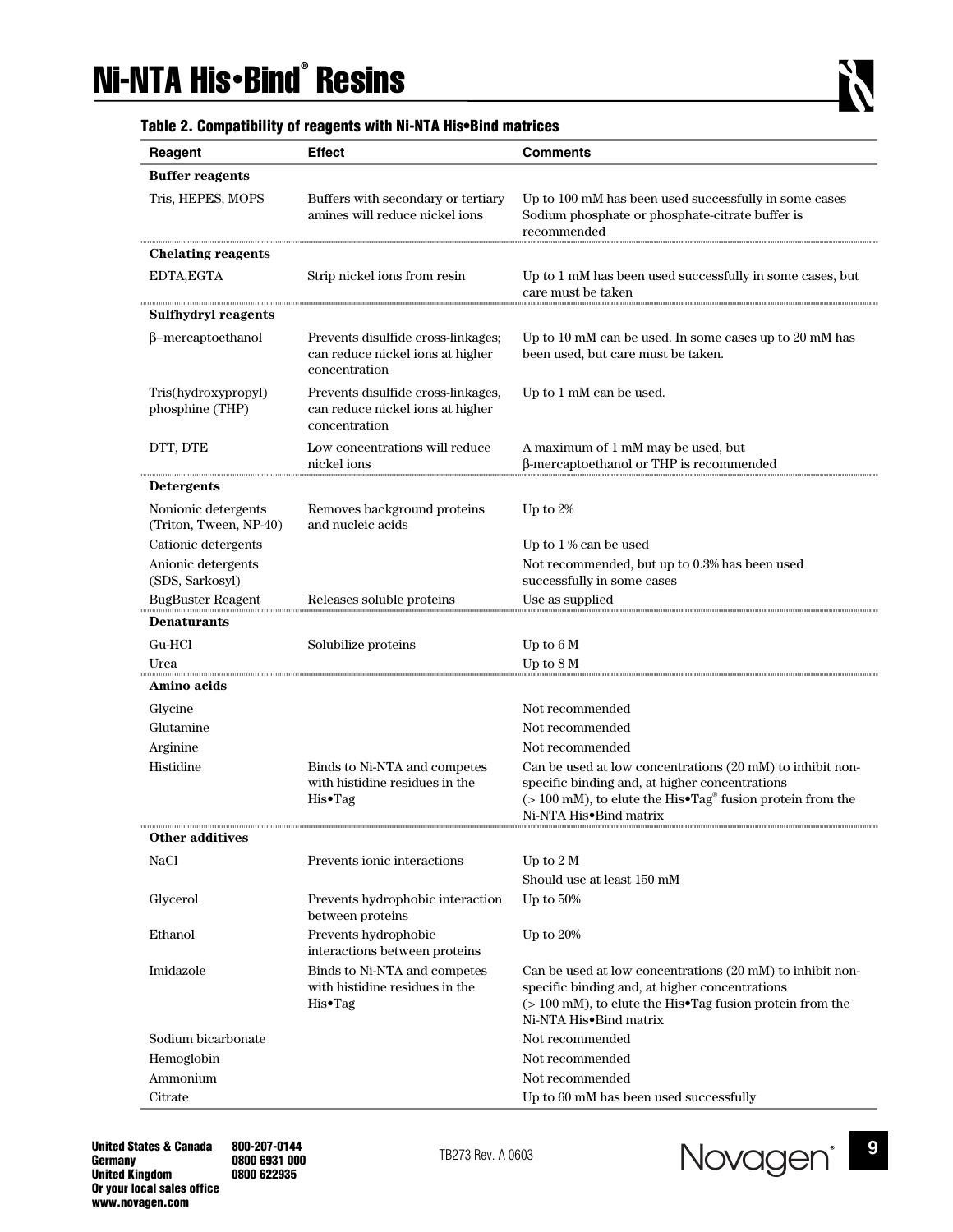# Ni-NTA His•Bind® Resins

### Table 2. Compatibility of reagents with Ni-NTA His•Bind matrices

| Reagent | Effect | Comments |
|---|---|---|
| **Buffer reagents** | | |
| Tris, HEPES, MOPS | Buffers with secondary or tertiary amines will reduce nickel ions | Up to 100 mM has been used successfully in some cases Sodium phosphate or phosphate-citrate buffer is recommended |
| **Chelating reagents** | | |
| EDTA,EGTA | Strip nickel ions from resin | Up to 1 mM has been used successfully in some cases, but care must be taken |
| **Sulfhydryl reagents** | | |
| β–mercaptoethanol | Prevents disulfide cross-linkages; can reduce nickel ions at higher concentration | Up to 10 mM can be used. In some cases up to 20 mM has been used, but care must be taken. |
| Tris(hydroxypropyl) phosphine (THP) | Prevents disulfide cross-linkages, can reduce nickel ions at higher concentration | Up to 1 mM can be used. |
| DTT, DTE | Low concentrations will reduce nickel ions | A maximum of 1 mM may be used, but β-mercaptoethanol or THP is recommended |
| **Detergents** | | |
| Nonionic detergents (Triton, Tween, NP-40) | Removes background proteins and nucleic acids | Up to 2% |
| Cationic detergents | | Up to 1 % can be used |
| Anionic detergents (SDS, Sarkosyl) | | Not recommended, but up to 0.3% has been used successfully in some cases |
| BugBuster Reagent | Releases soluble proteins | Use as supplied |
| **Denaturants** | | |
| Gu-HCl | Solubilize proteins | Up to 6 M |
| Urea | | Up to 8 M |
| **Amino acids** | | |
| Glycine | | Not recommended |
| Glutamine | | Not recommended |
| Arginine | | Not recommended |
| Histidine | Binds to Ni-NTA and competes with histidine residues in the His•Tag | Can be used at low concentrations (20 mM) to inhibit non-specific binding and, at higher concentrations (> 100 mM), to elute the His•Tag® fusion protein from the Ni-NTA His•Bind matrix |
| **Other additives** | | |
| NaCl | Prevents ionic interactions | Up to 2 M<br>Should use at least 150 mM |
| Glycerol | Prevents hydrophobic interaction between proteins | Up to 50% |
| Ethanol | Prevents hydrophobic interactions between proteins | Up to 20% |
| Imidazole | Binds to Ni-NTA and competes with histidine residues in the His•Tag | Can be used at low concentrations (20 mM) to inhibit non-specific binding and, at higher concentrations (> 100 mM), to elute the His•Tag fusion protein from the Ni-NTA His•Bind matrix |
| Sodium bicarbonate | | Not recommended |
| Hemoglobin | | Not recommended |
| Ammonium | | Not recommended |
| Citrate | | Up to 60 mM has been used successfully |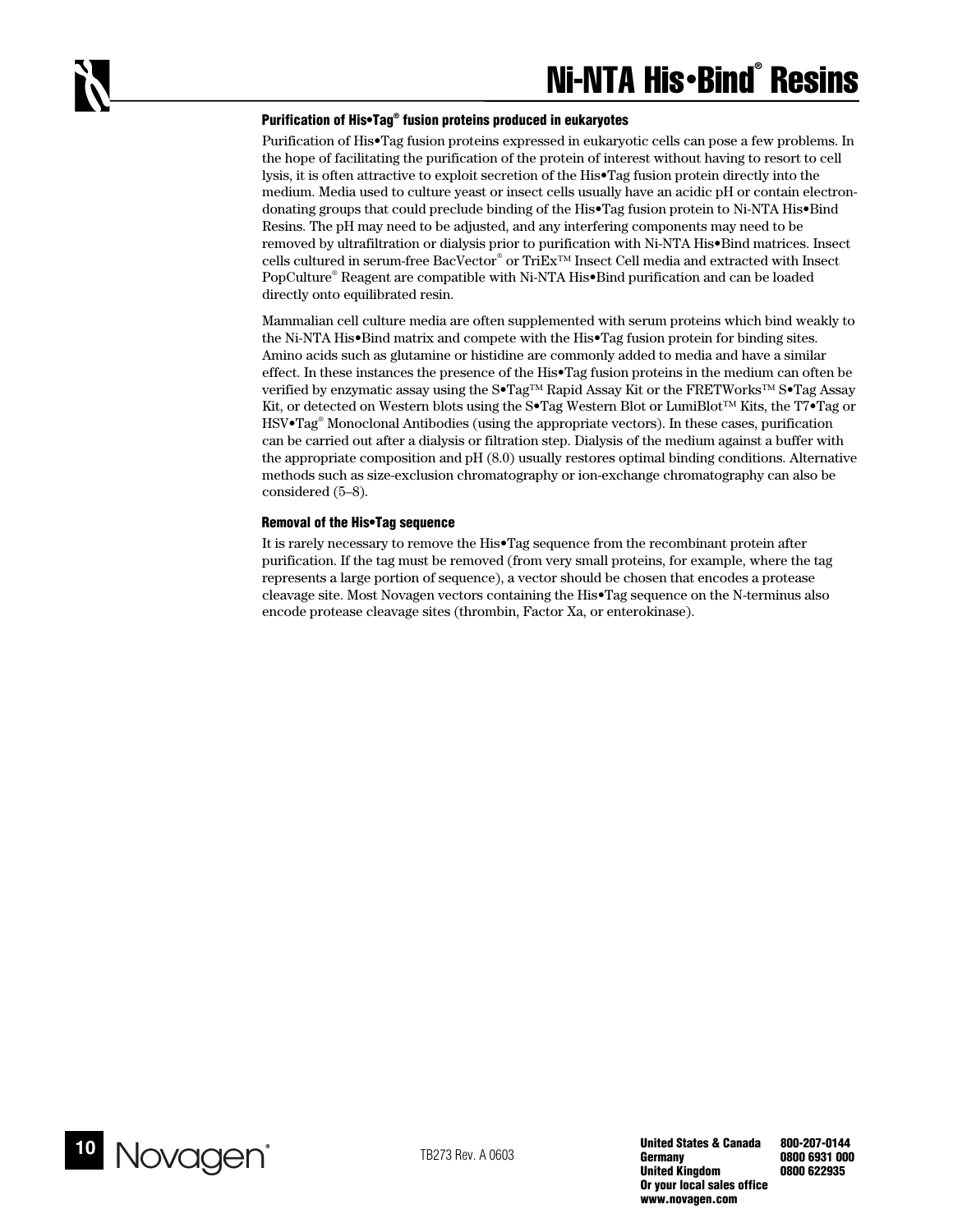### Purification of His•Tag® fusion proteins produced in eukaryotes

Purification of His•Tag fusion proteins expressed in eukaryotic cells can pose a few problems. In the hope of facilitating the purification of the protein of interest without having to resort to cell lysis, it is often attractive to exploit secretion of the His•Tag fusion protein directly into the medium. Media used to culture yeast or insect cells usually have an acidic pH or contain electron-donating groups that could preclude binding of the His•Tag fusion protein to Ni-NTA His•Bind Resins. The pH may need to be adjusted, and any interfering components may need to be removed by ultrafiltration or dialysis prior to purification with Ni-NTA His•Bind matrices. Insect cells cultured in serum-free BacVector® or TriEx™ Insect Cell media and extracted with Insect PopCulture® Reagent are compatible with Ni-NTA His•Bind purification and can be loaded directly onto equilibrated resin.

Mammalian cell culture media are often supplemented with serum proteins which bind weakly to the Ni-NTA His•Bind matrix and compete with the His•Tag fusion protein for binding sites. Amino acids such as glutamine or histidine are commonly added to media and have a similar effect. In these instances the presence of the His•Tag fusion proteins in the medium can often be verified by enzymatic assay using the S•Tag™ Rapid Assay Kit or the FRETWorks™ S•Tag Assay Kit, or detected on Western blots using the S•Tag Western Blot or LumiBlot™ Kits, the T7•Tag or HSV•Tag® Monoclonal Antibodies (using the appropriate vectors). In these cases, purification can be carried out after a dialysis or filtration step. Dialysis of the medium against a buffer with the appropriate composition and pH (8.0) usually restores optimal binding conditions. Alternative methods such as size-exclusion chromatography or ion-exchange chromatography can also be considered (5–8).

### Removal of the His•Tag sequence

It is rarely necessary to remove the His•Tag sequence from the recombinant protein after purification. If the tag must be removed (from very small proteins, for example, where the tag represents a large portion of sequence), a vector should be chosen that encodes a protease cleavage site. Most Novagen vectors containing the His•Tag sequence on the N-terminus also encode protease cleavage sites (thrombin, Factor Xa, or enterokinase).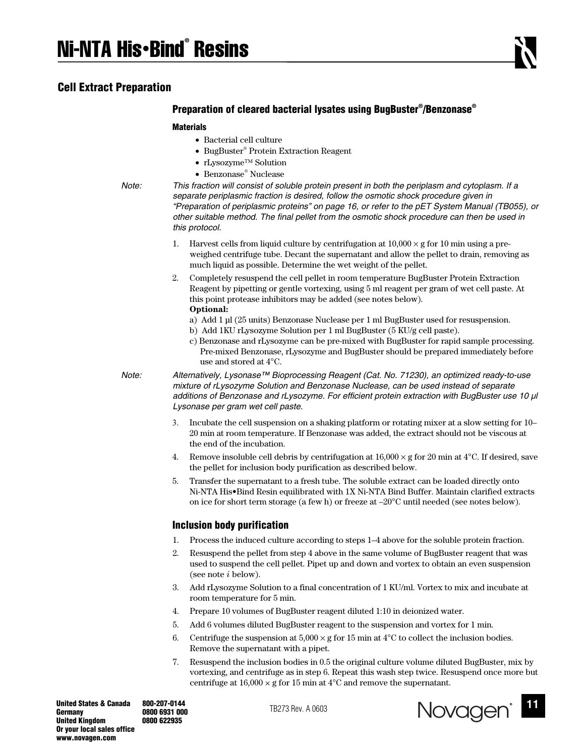## Cell Extract Preparation

### Preparation of cleared bacterial lysates using BugBuster®/Benzonase®

**Materials**

- Bacterial cell culture
- BugBuster® Protein Extraction Reagent
- rLysozyme™ Solution
- Benzonase® Nuclease

*Note:* *This fraction will consist of soluble protein present in both the periplasm and cytoplasm. If a separate periplasmic fraction is desired, follow the osmotic shock procedure given in "Preparation of periplasmic proteins" on page 16, or refer to the pET System Manual (TB055), or other suitable method. The final pellet from the osmotic shock procedure can then be used in this protocol.*

1. Harvest cells from liquid culture by centrifugation at 10,000 × g for 10 min using a pre-weighed centrifuge tube. Decant the supernatant and allow the pellet to drain, removing as much liquid as possible. Determine the wet weight of the pellet.
2. Completely resuspend the cell pellet in room temperature BugBuster Protein Extraction Reagent by pipetting or gentle vortexing, using 5 ml reagent per gram of wet cell paste. At this point protease inhibitors may be added (see notes below).
   **Optional:**
   a) Add 1 µl (25 units) Benzonase Nuclease per 1 ml BugBuster used for resuspension.
   b) Add 1KU rLysozyme Solution per 1 ml BugBuster (5 KU/g cell paste).
   c) Benzonase and rLysozyme can be pre-mixed with BugBuster for rapid sample processing. Pre-mixed Benzonase, rLysozyme and BugBuster should be prepared immediately before use and stored at 4°C.

*Note:* *Alternatively, Lysonase™ Bioprocessing Reagent (Cat. No. 71230), an optimized ready-to-use mixture of rLysozyme Solution and Benzonase Nuclease, can be used instead of separate additions of Benzonase and rLysozyme. For efficient protein extraction with BugBuster use 10 µl Lysonase per gram wet cell paste.*

3. Incubate the cell suspension on a shaking platform or rotating mixer at a slow setting for 10–20 min at room temperature. If Benzonase was added, the extract should not be viscous at the end of the incubation.
4. Remove insoluble cell debris by centrifugation at 16,000 × g for 20 min at 4°C. If desired, save the pellet for inclusion body purification as described below.
5. Transfer the supernatant to a fresh tube. The soluble extract can be loaded directly onto Ni-NTA His•Bind Resin equilibrated with 1X Ni-NTA Bind Buffer. Maintain clarified extracts on ice for short term storage (a few h) or freeze at –20°C until needed (see notes below).

### Inclusion body purification

1. Process the induced culture according to steps 1–4 above for the soluble protein fraction.
2. Resuspend the pellet from step 4 above in the same volume of BugBuster reagent that was used to suspend the cell pellet. Pipet up and down and vortex to obtain an even suspension (see note *i* below).
3. Add rLysozyme Solution to a final concentration of 1 KU/ml. Vortex to mix and incubate at room temperature for 5 min.
4. Prepare 10 volumes of BugBuster reagent diluted 1:10 in deionized water.
5. Add 6 volumes diluted BugBuster reagent to the suspension and vortex for 1 min.
6. Centrifuge the suspension at 5,000 × g for 15 min at 4°C to collect the inclusion bodies. Remove the supernatant with a pipet.
7. Resuspend the inclusion bodies in 0.5 the original culture volume diluted BugBuster, mix by vortexing, and centrifuge as in step 6. Repeat this wash step twice. Resuspend once more but centrifuge at 16,000 × g for 15 min at 4°C and remove the supernatant.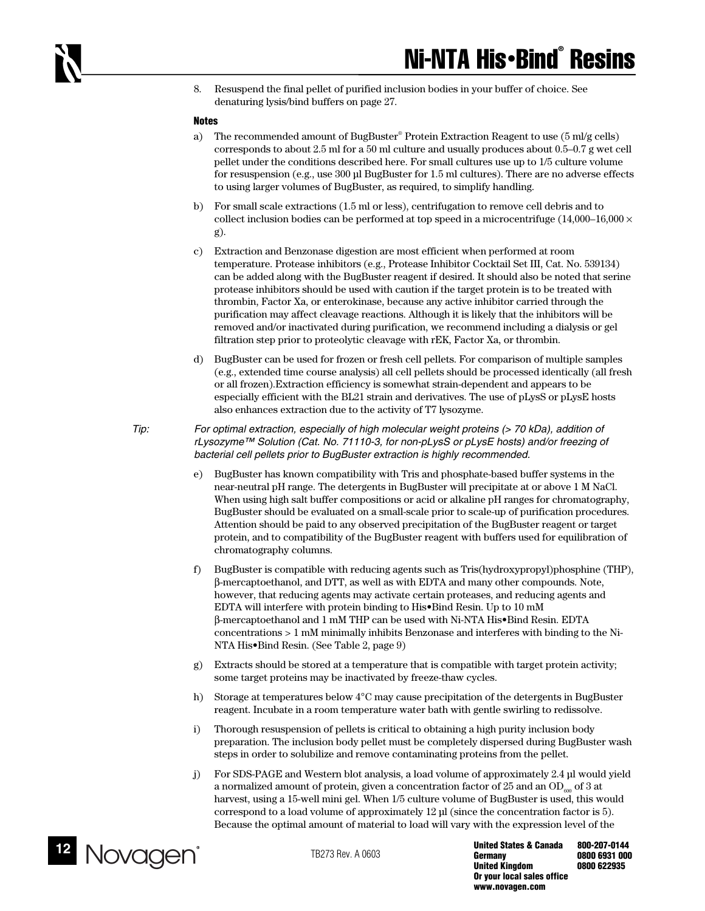8. Resuspend the final pellet of purified inclusion bodies in your buffer of choice. See denaturing lysis/bind buffers on page 27.

**Notes**

a) The recommended amount of BugBuster® Protein Extraction Reagent to use (5 ml/g cells) corresponds to about 2.5 ml for a 50 ml culture and usually produces about 0.5–0.7 g wet cell pellet under the conditions described here. For small cultures use up to 1/5 culture volume for resuspension (e.g., use 300 µl BugBuster for 1.5 ml cultures). There are no adverse effects to using larger volumes of BugBuster, as required, to simplify handling.

b) For small scale extractions (1.5 ml or less), centrifugation to remove cell debris and to collect inclusion bodies can be performed at top speed in a microcentrifuge (14,000–16,000 × g).

c) Extraction and Benzonase digestion are most efficient when performed at room temperature. Protease inhibitors (e.g., Protease Inhibitor Cocktail Set III, Cat. No. 539134) can be added along with the BugBuster reagent if desired. It should also be noted that serine protease inhibitors should be used with caution if the target protein is to be treated with thrombin, Factor Xa, or enterokinase, because any active inhibitor carried through the purification may affect cleavage reactions. Although it is likely that the inhibitors will be removed and/or inactivated during purification, we recommend including a dialysis or gel filtration step prior to proteolytic cleavage with rEK, Factor Xa, or thrombin.

d) BugBuster can be used for frozen or fresh cell pellets. For comparison of multiple samples (e.g., extended time course analysis) all cell pellets should be processed identically (all fresh or all frozen).Extraction efficiency is somewhat strain-dependent and appears to be especially efficient with the BL21 strain and derivatives. The use of pLysS or pLysE hosts also enhances extraction due to the activity of T7 lysozyme.

*Tip: For optimal extraction, especially of high molecular weight proteins (> 70 kDa), addition of rLysozyme™ Solution (Cat. No. 71110-3, for non-pLysS or pLysE hosts) and/or freezing of bacterial cell pellets prior to BugBuster extraction is highly recommended.*

e) BugBuster has known compatibility with Tris and phosphate-based buffer systems in the near-neutral pH range. The detergents in BugBuster will precipitate at or above 1 M NaCl. When using high salt buffer compositions or acid or alkaline pH ranges for chromatography, BugBuster should be evaluated on a small-scale prior to scale-up of purification procedures. Attention should be paid to any observed precipitation of the BugBuster reagent or target protein, and to compatibility of the BugBuster reagent with buffers used for equilibration of chromatography columns.

f) BugBuster is compatible with reducing agents such as Tris(hydroxypropyl)phosphine (THP), β-mercaptoethanol, and DTT, as well as with EDTA and many other compounds. Note, however, that reducing agents may activate certain proteases, and reducing agents and EDTA will interfere with protein binding to His•Bind Resin. Up to 10 mM β-mercaptoethanol and 1 mM THP can be used with Ni-NTA His•Bind Resin. EDTA concentrations > 1 mM minimally inhibits Benzonase and interferes with binding to the Ni-NTA His•Bind Resin. (See Table 2, page 9)

g) Extracts should be stored at a temperature that is compatible with target protein activity; some target proteins may be inactivated by freeze-thaw cycles.

h) Storage at temperatures below 4°C may cause precipitation of the detergents in BugBuster reagent. Incubate in a room temperature water bath with gentle swirling to redissolve.

i) Thorough resuspension of pellets is critical to obtaining a high purity inclusion body preparation. The inclusion body pellet must be completely dispersed during BugBuster wash steps in order to solubilize and remove contaminating proteins from the pellet.

j) For SDS-PAGE and Western blot analysis, a load volume of approximately 2.4 µl would yield a normalized amount of protein, given a concentration factor of 25 and an $OD_{600}$ of 3 at harvest, using a 15-well mini gel. When 1/5 culture volume of BugBuster is used, this would correspond to a load volume of approximately 12 µl (since the concentration factor is 5). Because the optimal amount of material to load will vary with the expression level of the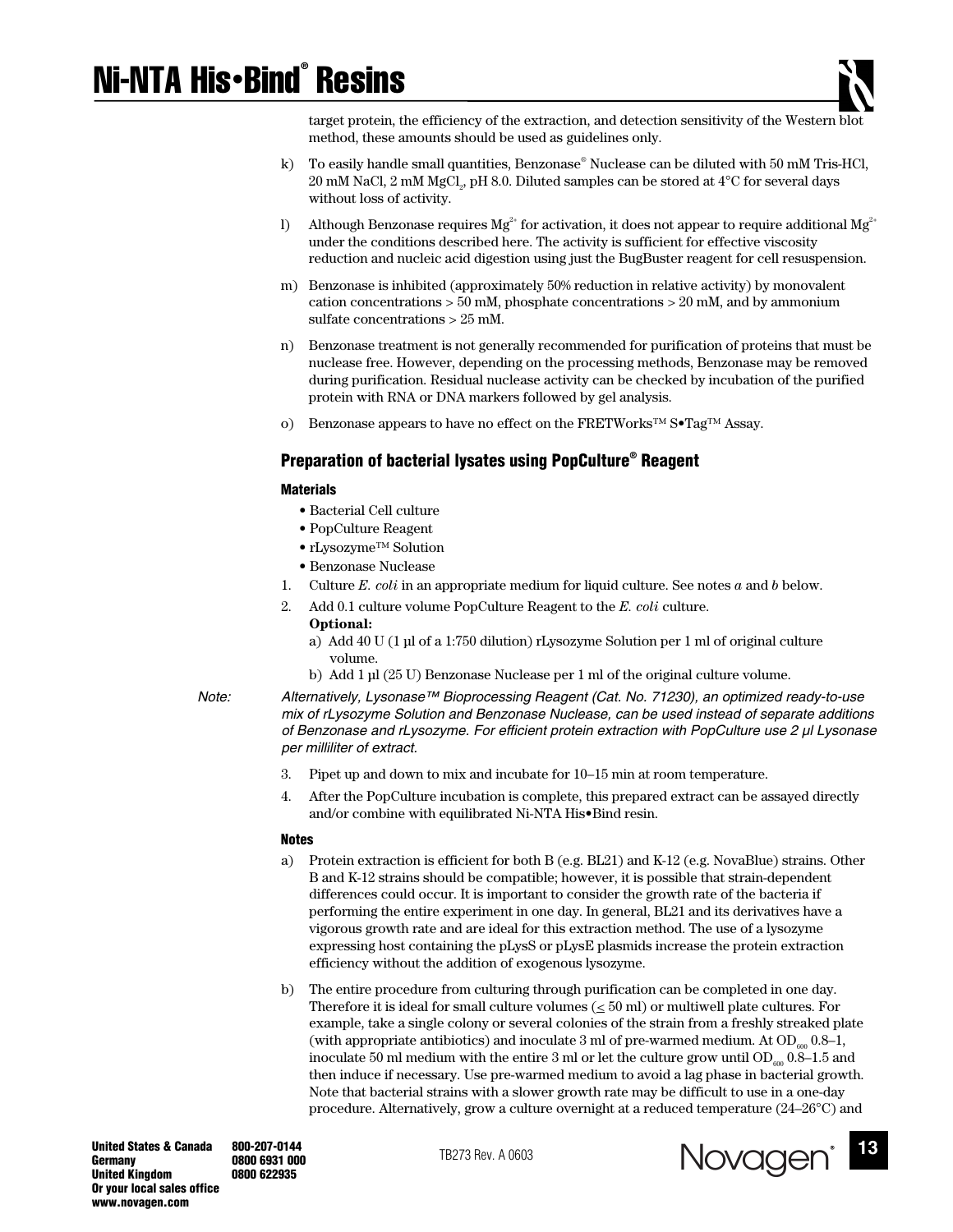target protein, the efficiency of the extraction, and detection sensitivity of the Western blot method, these amounts should be used as guidelines only.

k) To easily handle small quantities, Benzonase® Nuclease can be diluted with 50 mM Tris-HCl, 20 mM NaCl, 2 mM $MgCl_2$, pH 8.0. Diluted samples can be stored at 4°C for several days without loss of activity.

l) Although Benzonase requires $Mg^{2+}$ for activation, it does not appear to require additional $Mg^{2+}$ under the conditions described here. The activity is sufficient for effective viscosity reduction and nucleic acid digestion using just the BugBuster reagent for cell resuspension.

m) Benzonase is inhibited (approximately 50% reduction in relative activity) by monovalent cation concentrations > 50 mM, phosphate concentrations > 20 mM, and by ammonium sulfate concentrations > 25 mM.

n) Benzonase treatment is not generally recommended for purification of proteins that must be nuclease free. However, depending on the processing methods, Benzonase may be removed during purification. Residual nuclease activity can be checked by incubation of the purified protein with RNA or DNA markers followed by gel analysis.

o) Benzonase appears to have no effect on the FRETWorks™ S•Tag™ Assay.

## Preparation of bacterial lysates using PopCulture® Reagent

### Materials

- Bacterial Cell culture
- PopCulture Reagent
- rLysozyme™ Solution
- Benzonase Nuclease

1. Culture *E. coli* in an appropriate medium for liquid culture. See notes *a* and *b* below.
2. Add 0.1 culture volume PopCulture Reagent to the *E. coli* culture.
   **Optional:**
   a) Add 40 U (1 µl of a 1:750 dilution) rLysozyme Solution per 1 ml of original culture volume.
   b) Add 1 µl (25 U) Benzonase Nuclease per 1 ml of the original culture volume.

*Note: Alternatively, Lysonase™ Bioprocessing Reagent (Cat. No. 71230), an optimized ready-to-use mix of rLysozyme Solution and Benzonase Nuclease, can be used instead of separate additions of Benzonase and rLysozyme. For efficient protein extraction with PopCulture use 2 µl Lysonase per milliliter of extract.*

3. Pipet up and down to mix and incubate for 10–15 min at room temperature.
4. After the PopCulture incubation is complete, this prepared extract can be assayed directly and/or combine with equilibrated Ni-NTA His•Bind resin.

### Notes

a) Protein extraction is efficient for both B (e.g. BL21) and K-12 (e.g. NovaBlue) strains. Other B and K-12 strains should be compatible; however, it is possible that strain-dependent differences could occur. It is important to consider the growth rate of the bacteria if performing the entire experiment in one day. In general, BL21 and its derivatives have a vigorous growth rate and are ideal for this extraction method. The use of a lysozyme expressing host containing the pLysS or pLysE plasmids increase the protein extraction efficiency without the addition of exogenous lysozyme.

b) The entire procedure from culturing through purification can be completed in one day. Therefore it is ideal for small culture volumes ($\leq$ 50 ml) or multiwell plate cultures. For example, take a single colony or several colonies of the strain from a freshly streaked plate (with appropriate antibiotics) and inoculate 3 ml of pre-warmed medium. At $OD_{600}$ 0.8–1, inoculate 50 ml medium with the entire 3 ml or let the culture grow until $OD_{600}$ 0.8–1.5 and then induce if necessary. Use pre-warmed medium to avoid a lag phase in bacterial growth. Note that bacterial strains with a slower growth rate may be difficult to use in a one-day procedure. Alternatively, grow a culture overnight at a reduced temperature (24–26°C) and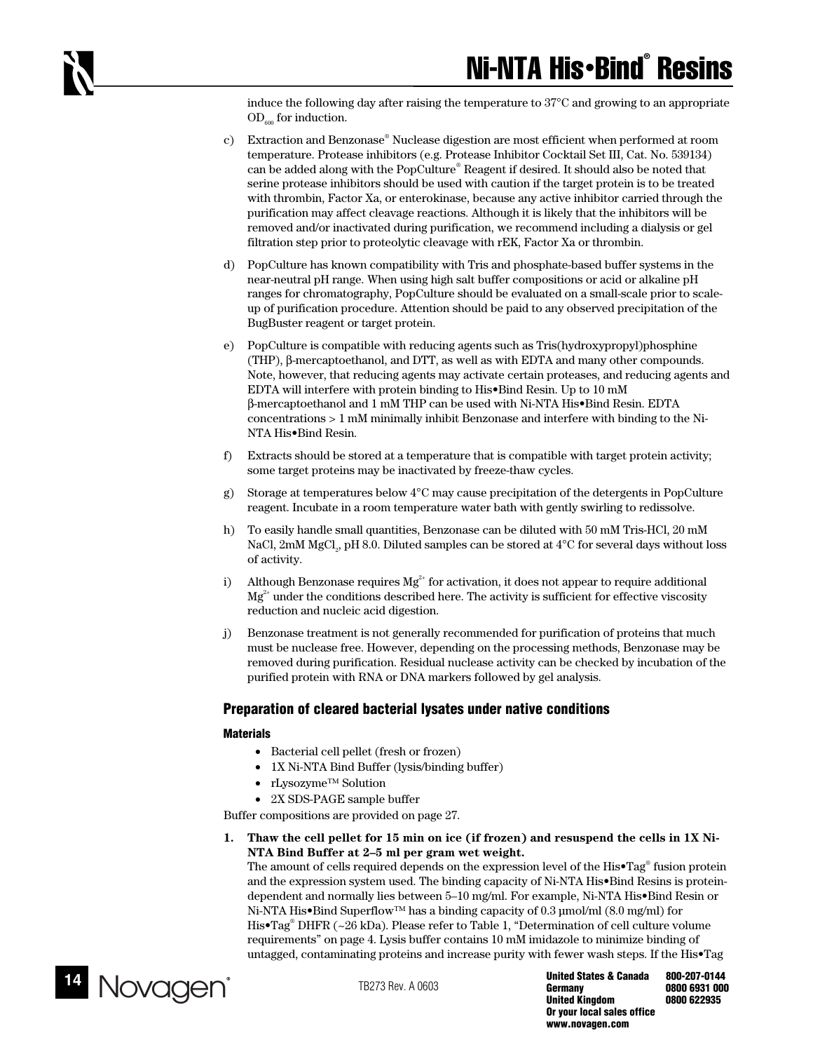induce the following day after raising the temperature to 37°C and growing to an appropriate $OD_{600}$ for induction.

c) Extraction and Benzonase® Nuclease digestion are most efficient when performed at room temperature. Protease inhibitors (e.g. Protease Inhibitor Cocktail Set III, Cat. No. 539134) can be added along with the PopCulture® Reagent if desired. It should also be noted that serine protease inhibitors should be used with caution if the target protein is to be treated with thrombin, Factor Xa, or enterokinase, because any active inhibitor carried through the purification may affect cleavage reactions. Although it is likely that the inhibitors will be removed and/or inactivated during purification, we recommend including a dialysis or gel filtration step prior to proteolytic cleavage with rEK, Factor Xa or thrombin.

d) PopCulture has known compatibility with Tris and phosphate-based buffer systems in the near-neutral pH range. When using high salt buffer compositions or acid or alkaline pH ranges for chromatography, PopCulture should be evaluated on a small-scale prior to scale-up of purification procedure. Attention should be paid to any observed precipitation of the BugBuster reagent or target protein.

e) PopCulture is compatible with reducing agents such as Tris(hydroxypropyl)phosphine (THP), β-mercaptoethanol, and DTT, as well as with EDTA and many other compounds. Note, however, that reducing agents may activate certain proteases, and reducing agents and EDTA will interfere with protein binding to His•Bind Resin. Up to 10 mM β-mercaptoethanol and 1 mM THP can be used with Ni-NTA His•Bind Resin. EDTA concentrations > 1 mM minimally inhibit Benzonase and interfere with binding to the Ni-NTA His•Bind Resin.

f) Extracts should be stored at a temperature that is compatible with target protein activity; some target proteins may be inactivated by freeze-thaw cycles.

g) Storage at temperatures below 4°C may cause precipitation of the detergents in PopCulture reagent. Incubate in a room temperature water bath with gently swirling to redissolve.

h) To easily handle small quantities, Benzonase can be diluted with 50 mM Tris-HCl, 20 mM NaCl, 2mM $MgCl_2$, pH 8.0. Diluted samples can be stored at 4°C for several days without loss of activity.

i) Although Benzonase requires $Mg^{2+}$ for activation, it does not appear to require additional $Mg^{2+}$ under the conditions described here. The activity is sufficient for effective viscosity reduction and nucleic acid digestion.

j) Benzonase treatment is not generally recommended for purification of proteins that much must be nuclease free. However, depending on the processing methods, Benzonase may be removed during purification. Residual nuclease activity can be checked by incubation of the purified protein with RNA or DNA markers followed by gel analysis.

## Preparation of cleared bacterial lysates under native conditions

### Materials

- Bacterial cell pellet (fresh or frozen)
- 1X Ni-NTA Bind Buffer (lysis/binding buffer)
- rLysozyme™ Solution
- 2X SDS-PAGE sample buffer

Buffer compositions are provided on page 27.

**1. Thaw the cell pellet for 15 min on ice (if frozen) and resuspend the cells in 1X Ni-NTA Bind Buffer at 2–5 ml per gram wet weight.**

The amount of cells required depends on the expression level of the His•Tag® fusion protein and the expression system used. The binding capacity of Ni-NTA His•Bind Resins is protein-dependent and normally lies between 5–10 mg/ml. For example, Ni-NTA His•Bind Resin or Ni-NTA His•Bind Superflow™ has a binding capacity of 0.3 µmol/ml (8.0 mg/ml) for His•Tag® DHFR (~26 kDa). Please refer to Table 1, "Determination of cell culture volume requirements" on page 4. Lysis buffer contains 10 mM imidazole to minimize binding of untagged, contaminating proteins and increase purity with fewer wash steps. If the His•Tag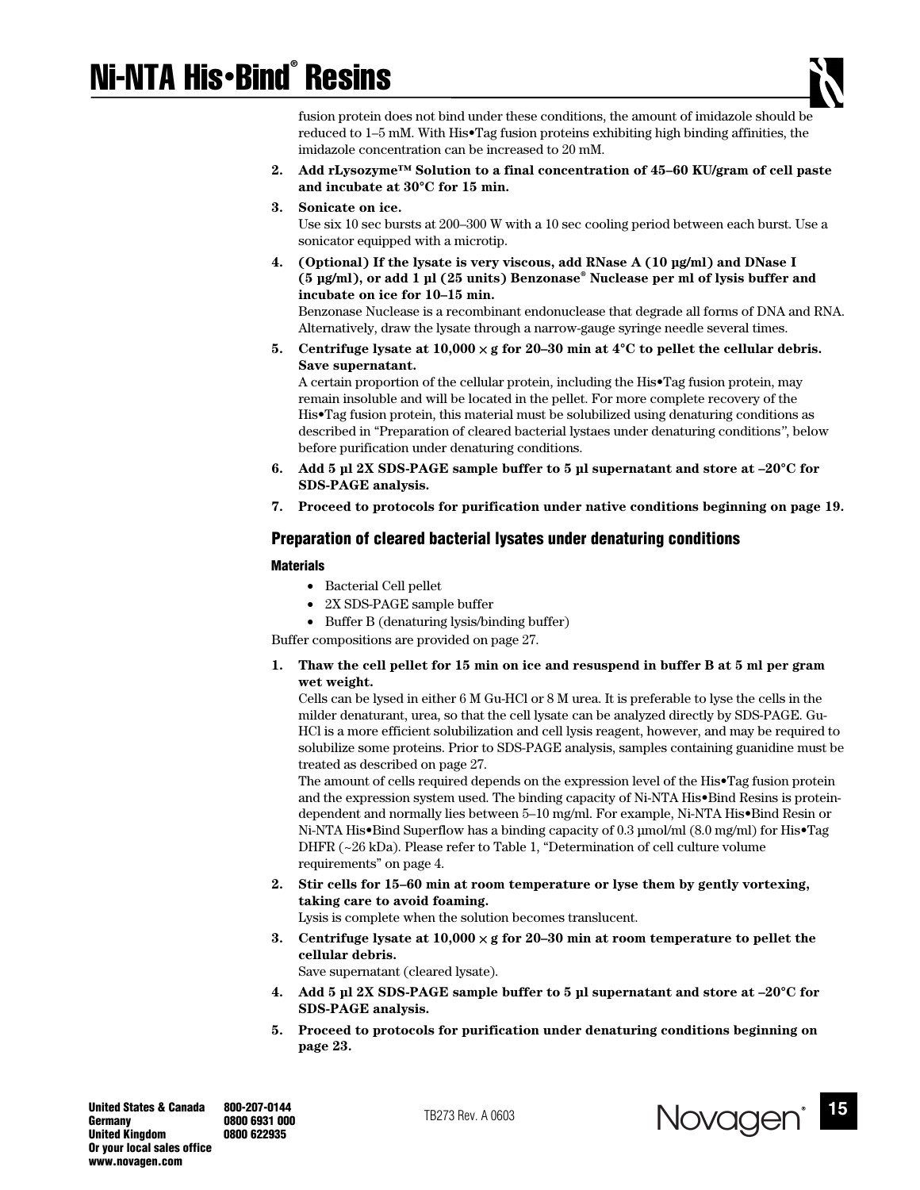fusion protein does not bind under these conditions, the amount of imidazole should be reduced to 1–5 mM. With His•Tag fusion proteins exhibiting high binding affinities, the imidazole concentration can be increased to 20 mM.

2. **Add rLysozyme™ Solution to a final concentration of 45–60 KU/gram of cell paste and incubate at 30°C for 15 min.**

3. **Sonicate on ice.**
   Use six 10 sec bursts at 200–300 W with a 10 sec cooling period between each burst. Use a sonicator equipped with a microtip.

4. **(Optional) If the lysate is very viscous, add RNase A (10 µg/ml) and DNase I (5 µg/ml), or add 1 µl (25 units) Benzonase® Nuclease per ml of lysis buffer and incubate on ice for 10–15 min.**
   Benzonase Nuclease is a recombinant endonuclease that degrade all forms of DNA and RNA. Alternatively, draw the lysate through a narrow-gauge syringe needle several times.

5. **Centrifuge lysate at 10,000 × g for 20–30 min at 4°C to pellet the cellular debris. Save supernatant.**
   A certain proportion of the cellular protein, including the His•Tag fusion protein, may remain insoluble and will be located in the pellet. For more complete recovery of the His•Tag fusion protein, this material must be solubilized using denaturing conditions as described in "Preparation of cleared bacterial lystaes under denaturing conditions", below before purification under denaturing conditions.

6. **Add 5 µl 2X SDS-PAGE sample buffer to 5 µl supernatant and store at –20°C for SDS-PAGE analysis.**

7. **Proceed to protocols for purification under native conditions beginning on page 19.**

## Preparation of cleared bacterial lysates under denaturing conditions

### Materials

- Bacterial Cell pellet
- 2X SDS-PAGE sample buffer
- Buffer B (denaturing lysis/binding buffer)

Buffer compositions are provided on page 27.

1. **Thaw the cell pellet for 15 min on ice and resuspend in buffer B at 5 ml per gram wet weight.**
   Cells can be lysed in either 6 M Gu-HCl or 8 M urea. It is preferable to lyse the cells in the milder denaturant, urea, so that the cell lysate can be analyzed directly by SDS-PAGE. Gu-HCl is a more efficient solubilization and cell lysis reagent, however, and may be required to solubilize some proteins. Prior to SDS-PAGE analysis, samples containing guanidine must be treated as described on page 27.
   The amount of cells required depends on the expression level of the His•Tag fusion protein and the expression system used. The binding capacity of Ni-NTA His•Bind Resins is protein-dependent and normally lies between 5–10 mg/ml. For example, Ni-NTA His•Bind Resin or Ni-NTA His•Bind Superflow has a binding capacity of 0.3 µmol/ml (8.0 mg/ml) for His•Tag DHFR (~26 kDa). Please refer to Table 1, "Determination of cell culture volume requirements" on page 4.

2. **Stir cells for 15–60 min at room temperature or lyse them by gently vortexing, taking care to avoid foaming.**
   Lysis is complete when the solution becomes translucent.

3. **Centrifuge lysate at 10,000 × g for 20–30 min at room temperature to pellet the cellular debris.**
   Save supernatant (cleared lysate).

4. **Add 5 µl 2X SDS-PAGE sample buffer to 5 µl supernatant and store at –20°C for SDS-PAGE analysis.**

5. **Proceed to protocols for purification under denaturing conditions beginning on page 23.**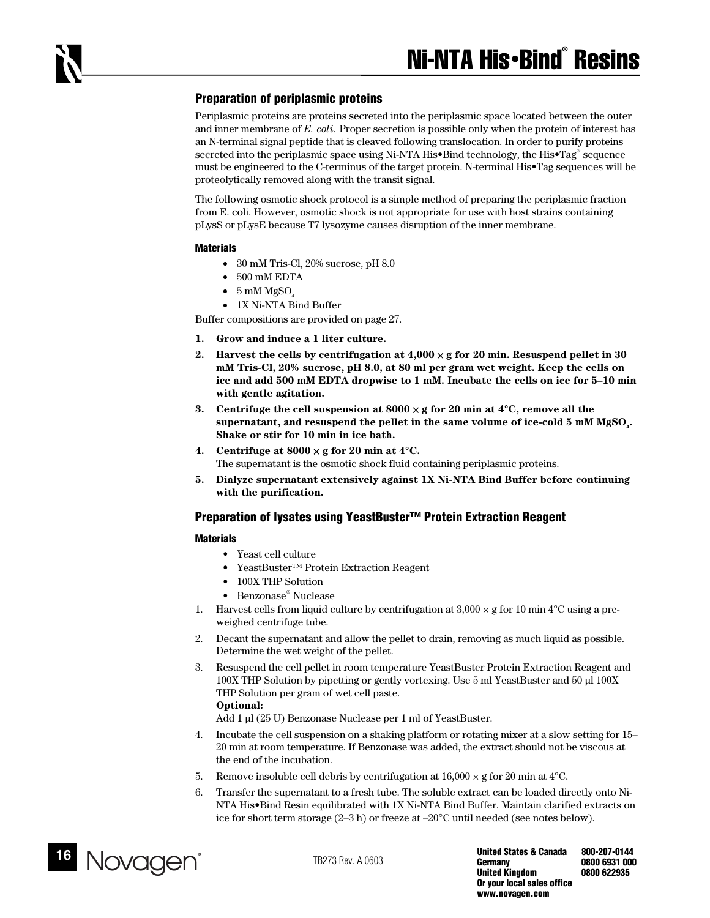## Preparation of periplasmic proteins

Periplasmic proteins are proteins secreted into the periplasmic space located between the outer and inner membrane of *E. coli*. Proper secretion is possible only when the protein of interest has an N-terminal signal peptide that is cleaved following translocation. In order to purify proteins secreted into the periplasmic space using Ni-NTA His•Bind technology, the His•Tag® sequence must be engineered to the C-terminus of the target protein. N-terminal His•Tag sequences will be proteolytically removed along with the transit signal.

The following osmotic shock protocol is a simple method of preparing the periplasmic fraction from E. coli. However, osmotic shock is not appropriate for use with host strains containing pLysS or pLysE because T7 lysozyme causes disruption of the inner membrane.

### Materials

- 30 mM Tris-Cl, 20% sucrose, pH 8.0
- 500 mM EDTA
- 5 mM $MgSO_4$
- 1X Ni-NTA Bind Buffer

Buffer compositions are provided on page 27.

1. **Grow and induce a 1 liter culture.**
2. **Harvest the cells by centrifugation at 4,000 × g for 20 min. Resuspend pellet in 30 mM Tris-Cl, 20% sucrose, pH 8.0, at 80 ml per gram wet weight. Keep the cells on ice and add 500 mM EDTA dropwise to 1 mM. Incubate the cells on ice for 5–10 min with gentle agitation.**
3. **Centrifuge the cell suspension at 8000 × g for 20 min at 4°C, remove all the supernatant, and resuspend the pellet in the same volume of ice-cold 5 mM $MgSO_4$. Shake or stir for 10 min in ice bath.**
4. **Centrifuge at 8000 × g for 20 min at 4°C.**
   The supernatant is the osmotic shock fluid containing periplasmic proteins.
5. **Dialyze supernatant extensively against 1X Ni-NTA Bind Buffer before continuing with the purification.**

## Preparation of lysates using YeastBuster™ Protein Extraction Reagent

### Materials

- Yeast cell culture
- YeastBuster™ Protein Extraction Reagent
- 100X THP Solution
- Benzonase® Nuclease

1. Harvest cells from liquid culture by centrifugation at 3,000 × g for 10 min 4°C using a pre-weighed centrifuge tube.
2. Decant the supernatant and allow the pellet to drain, removing as much liquid as possible. Determine the wet weight of the pellet.
3. Resuspend the cell pellet in room temperature YeastBuster Protein Extraction Reagent and 100X THP Solution by pipetting or gently vortexing. Use 5 ml YeastBuster and 50 µl 100X THP Solution per gram of wet cell paste.
   **Optional:**
   Add 1 µl (25 U) Benzonase Nuclease per 1 ml of YeastBuster.
4. Incubate the cell suspension on a shaking platform or rotating mixer at a slow setting for 15–20 min at room temperature. If Benzonase was added, the extract should not be viscous at the end of the incubation.
5. Remove insoluble cell debris by centrifugation at 16,000 × g for 20 min at 4°C.
6. Transfer the supernatant to a fresh tube. The soluble extract can be loaded directly onto Ni-NTA His•Bind Resin equilibrated with 1X Ni-NTA Bind Buffer. Maintain clarified extracts on ice for short term storage (2–3 h) or freeze at –20°C until needed (see notes below).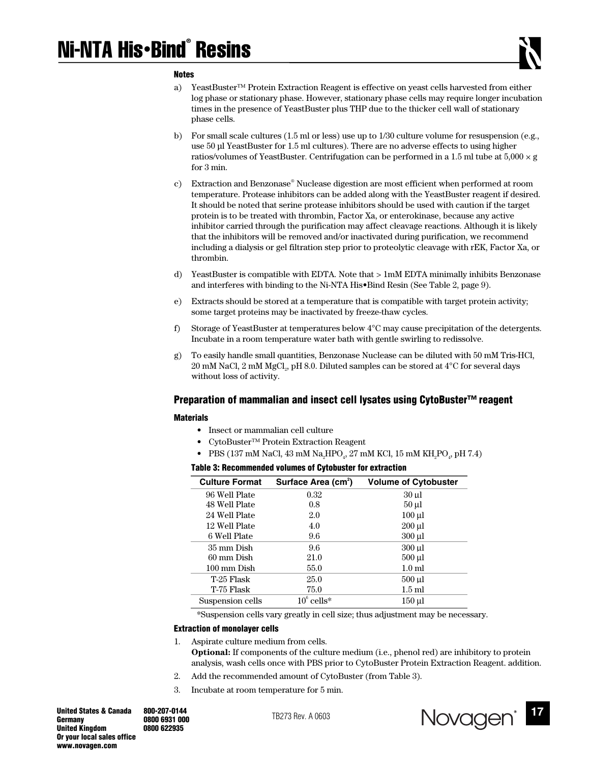### Notes

a) YeastBuster™ Protein Extraction Reagent is effective on yeast cells harvested from either log phase or stationary phase. However, stationary phase cells may require longer incubation times in the presence of YeastBuster plus THP due to the thicker cell wall of stationary phase cells.

b) For small scale cultures (1.5 ml or less) use up to 1/30 culture volume for resuspension (e.g., use 50 µl YeastBuster for 1.5 ml cultures). There are no adverse effects to using higher ratios/volumes of YeastBuster. Centrifugation can be performed in a 1.5 ml tube at 5,000 × g for 3 min.

c) Extraction and Benzonase® Nuclease digestion are most efficient when performed at room temperature. Protease inhibitors can be added along with the YeastBuster reagent if desired. It should be noted that serine protease inhibitors should be used with caution if the target protein is to be treated with thrombin, Factor Xa, or enterokinase, because any active inhibitor carried through the purification may affect cleavage reactions. Although it is likely that the inhibitors will be removed and/or inactivated during purification, we recommend including a dialysis or gel filtration step prior to proteolytic cleavage with rEK, Factor Xa, or thrombin.

d) YeastBuster is compatible with EDTA. Note that > 1mM EDTA minimally inhibits Benzonase and interferes with binding to the Ni-NTA His•Bind Resin (See Table 2, page 9).

e) Extracts should be stored at a temperature that is compatible with target protein activity; some target proteins may be inactivated by freeze-thaw cycles.

f) Storage of YeastBuster at temperatures below 4°C may cause precipitation of the detergents. Incubate in a room temperature water bath with gentle swirling to redissolve.

g) To easily handle small quantities, Benzonase Nuclease can be diluted with 50 mM Tris-HCl, 20 mM NaCl, 2 mM $MgCl_2$, pH 8.0. Diluted samples can be stored at 4°C for several days without loss of activity.

## Preparation of mammalian and insect cell lysates using CytoBuster™ reagent

### Materials

- Insect or mammalian cell culture
- CytoBuster™ Protein Extraction Reagent
- PBS (137 mM NaCl, 43 mM $Na_2HPO_4$, 27 mM KCl, 15 mM $KH_2PO_4$, pH 7.4)

**Table 3: Recommended volumes of Cytobuster for extraction**

| Culture Format | Surface Area ($cm^2$) | Volume of Cytobuster |
|---|---|---|
| 96 Well Plate | 0.32 | 30 µl |
| 48 Well Plate | 0.8 | 50 µl |
| 24 Well Plate | 2.0 | 100 µl |
| 12 Well Plate | 4.0 | 200 µl |
| 6 Well Plate | 9.6 | 300 µl |
| 35 mm Dish | 9.6 | 300 µl |
| 60 mm Dish | 21.0 | 500 µl |
| 100 mm Dish | 55.0 | 1.0 ml |
| T-25 Flask | 25.0 | 500 µl |
| T-75 Flask | 75.0 | 1.5 ml |
| Suspension cells | $10^6$ cells* | 150 µl |

*Suspension cells vary greatly in cell size; thus adjustment may be necessary.

### Extraction of monolayer cells

1. Aspirate culture medium from cells.
   **Optional:** If components of the culture medium (i.e., phenol red) are inhibitory to protein analysis, wash cells once with PBS prior to CytoBuster Protein Extraction Reagent. addition.
2. Add the recommended amount of CytoBuster (from Table 3).
3. Incubate at room temperature for 5 min.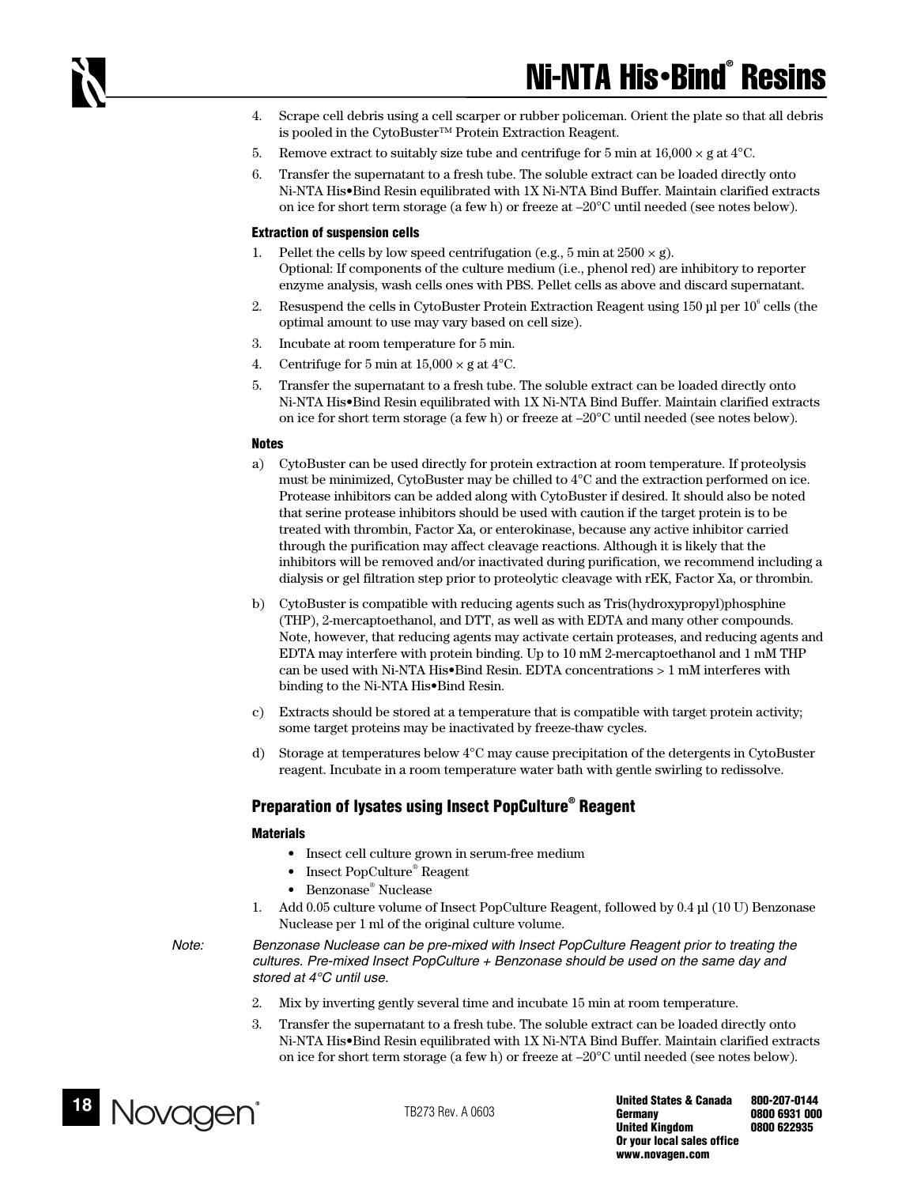4. Scrape cell debris using a cell scarper or rubber policeman. Orient the plate so that all debris is pooled in the CytoBuster™ Protein Extraction Reagent.
5. Remove extract to suitably size tube and centrifuge for 5 min at 16,000 × g at 4°C.
6. Transfer the supernatant to a fresh tube. The soluble extract can be loaded directly onto Ni-NTA His•Bind Resin equilibrated with 1X Ni-NTA Bind Buffer. Maintain clarified extracts on ice for short term storage (a few h) or freeze at –20°C until needed (see notes below).

#### Extraction of suspension cells

1. Pellet the cells by low speed centrifugation (e.g., 5 min at 2500 × g).
   Optional: If components of the culture medium (i.e., phenol red) are inhibitory to reporter enzyme analysis, wash cells ones with PBS. Pellet cells as above and discard supernatant.
2. Resuspend the cells in CytoBuster Protein Extraction Reagent using 150 µl per $10^6$ cells (the optimal amount to use may vary based on cell size).
3. Incubate at room temperature for 5 min.
4. Centrifuge for 5 min at 15,000 × g at 4°C.
5. Transfer the supernatant to a fresh tube. The soluble extract can be loaded directly onto Ni-NTA His•Bind Resin equilibrated with 1X Ni-NTA Bind Buffer. Maintain clarified extracts on ice for short term storage (a few h) or freeze at –20°C until needed (see notes below).

#### Notes

a) CytoBuster can be used directly for protein extraction at room temperature. If proteolysis must be minimized, CytoBuster may be chilled to 4°C and the extraction performed on ice. Protease inhibitors can be added along with CytoBuster if desired. It should also be noted that serine protease inhibitors should be used with caution if the target protein is to be treated with thrombin, Factor Xa, or enterokinase, because any active inhibitor carried through the purification may affect cleavage reactions. Although it is likely that the inhibitors will be removed and/or inactivated during purification, we recommend including a dialysis or gel filtration step prior to proteolytic cleavage with rEK, Factor Xa, or thrombin.

b) CytoBuster is compatible with reducing agents such as Tris(hydroxypropyl)phosphine (THP), 2-mercaptoethanol, and DTT, as well as with EDTA and many other compounds. Note, however, that reducing agents may activate certain proteases, and reducing agents and EDTA may interfere with protein binding. Up to 10 mM 2-mercaptoethanol and 1 mM THP can be used with Ni-NTA His•Bind Resin. EDTA concentrations > 1 mM interferes with binding to the Ni-NTA His•Bind Resin.

c) Extracts should be stored at a temperature that is compatible with target protein activity; some target proteins may be inactivated by freeze-thaw cycles.

d) Storage at temperatures below 4°C may cause precipitation of the detergents in CytoBuster reagent. Incubate in a room temperature water bath with gentle swirling to redissolve.

### Preparation of lysates using Insect PopCulture® Reagent

#### Materials

- Insect cell culture grown in serum-free medium
- Insect PopCulture® Reagent
- Benzonase® Nuclease

1. Add 0.05 culture volume of Insect PopCulture Reagent, followed by 0.4 µl (10 U) Benzonase Nuclease per 1 ml of the original culture volume.

*Note: Benzonase Nuclease can be pre-mixed with Insect PopCulture Reagent prior to treating the cultures. Pre-mixed Insect PopCulture + Benzonase should be used on the same day and stored at 4°C until use.*

2. Mix by inverting gently several time and incubate 15 min at room temperature.
3. Transfer the supernatant to a fresh tube. The soluble extract can be loaded directly onto Ni-NTA His•Bind Resin equilibrated with 1X Ni-NTA Bind Buffer. Maintain clarified extracts on ice for short term storage (a few h) or freeze at –20°C until needed (see notes below).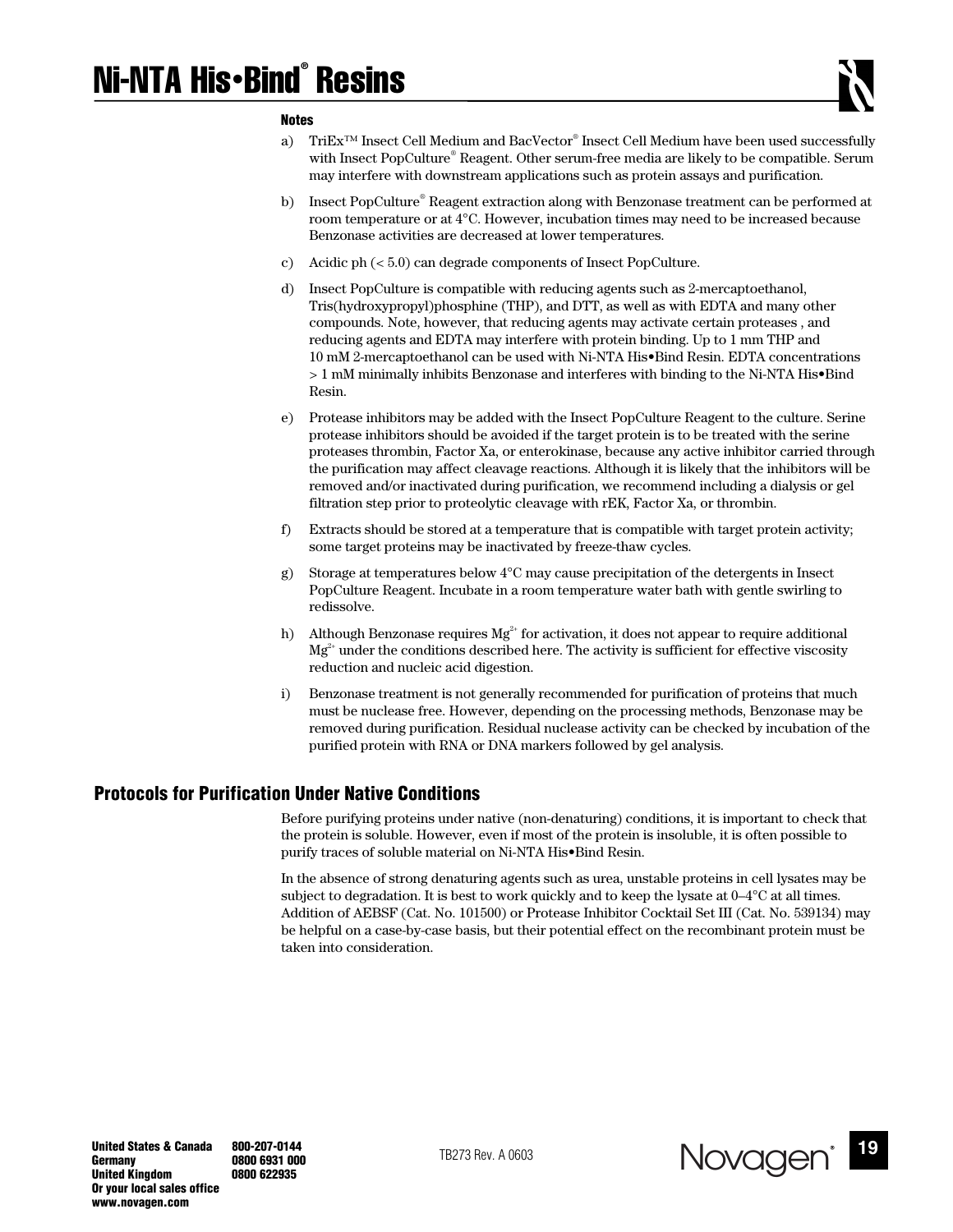**Notes**

a) TriEx™ Insect Cell Medium and BacVector® Insect Cell Medium have been used successfully with Insect PopCulture® Reagent. Other serum-free media are likely to be compatible. Serum may interfere with downstream applications such as protein assays and purification.

b) Insect PopCulture® Reagent extraction along with Benzonase treatment can be performed at room temperature or at 4°C. However, incubation times may need to be increased because Benzonase activities are decreased at lower temperatures.

c) Acidic ph (< 5.0) can degrade components of Insect PopCulture.

d) Insect PopCulture is compatible with reducing agents such as 2-mercaptoethanol, Tris(hydroxypropyl)phosphine (THP), and DTT, as well as with EDTA and many other compounds. Note, however, that reducing agents may activate certain proteases , and reducing agents and EDTA may interfere with protein binding. Up to 1 mm THP and 10 mM 2-mercaptoethanol can be used with Ni-NTA His•Bind Resin. EDTA concentrations > 1 mM minimally inhibits Benzonase and interferes with binding to the Ni-NTA His•Bind Resin.

e) Protease inhibitors may be added with the Insect PopCulture Reagent to the culture. Serine protease inhibitors should be avoided if the target protein is to be treated with the serine proteases thrombin, Factor Xa, or enterokinase, because any active inhibitor carried through the purification may affect cleavage reactions. Although it is likely that the inhibitors will be removed and/or inactivated during purification, we recommend including a dialysis or gel filtration step prior to proteolytic cleavage with rEK, Factor Xa, or thrombin.

f) Extracts should be stored at a temperature that is compatible with target protein activity; some target proteins may be inactivated by freeze-thaw cycles.

g) Storage at temperatures below 4°C may cause precipitation of the detergents in Insect PopCulture Reagent. Incubate in a room temperature water bath with gentle swirling to redissolve.

h) Although Benzonase requires $Mg^{2+}$ for activation, it does not appear to require additional $Mg^{2+}$ under the conditions described here. The activity is sufficient for effective viscosity reduction and nucleic acid digestion.

i) Benzonase treatment is not generally recommended for purification of proteins that much must be nuclease free. However, depending on the processing methods, Benzonase may be removed during purification. Residual nuclease activity can be checked by incubation of the purified protein with RNA or DNA markers followed by gel analysis.

## Protocols for Purification Under Native Conditions

Before purifying proteins under native (non-denaturing) conditions, it is important to check that the protein is soluble. However, even if most of the protein is insoluble, it is often possible to purify traces of soluble material on Ni-NTA His•Bind Resin.

In the absence of strong denaturing agents such as urea, unstable proteins in cell lysates may be subject to degradation. It is best to work quickly and to keep the lysate at 0–4°C at all times. Addition of AEBSF (Cat. No. 101500) or Protease Inhibitor Cocktail Set III (Cat. No. 539134) may be helpful on a case-by-case basis, but their potential effect on the recombinant protein must be taken into consideration.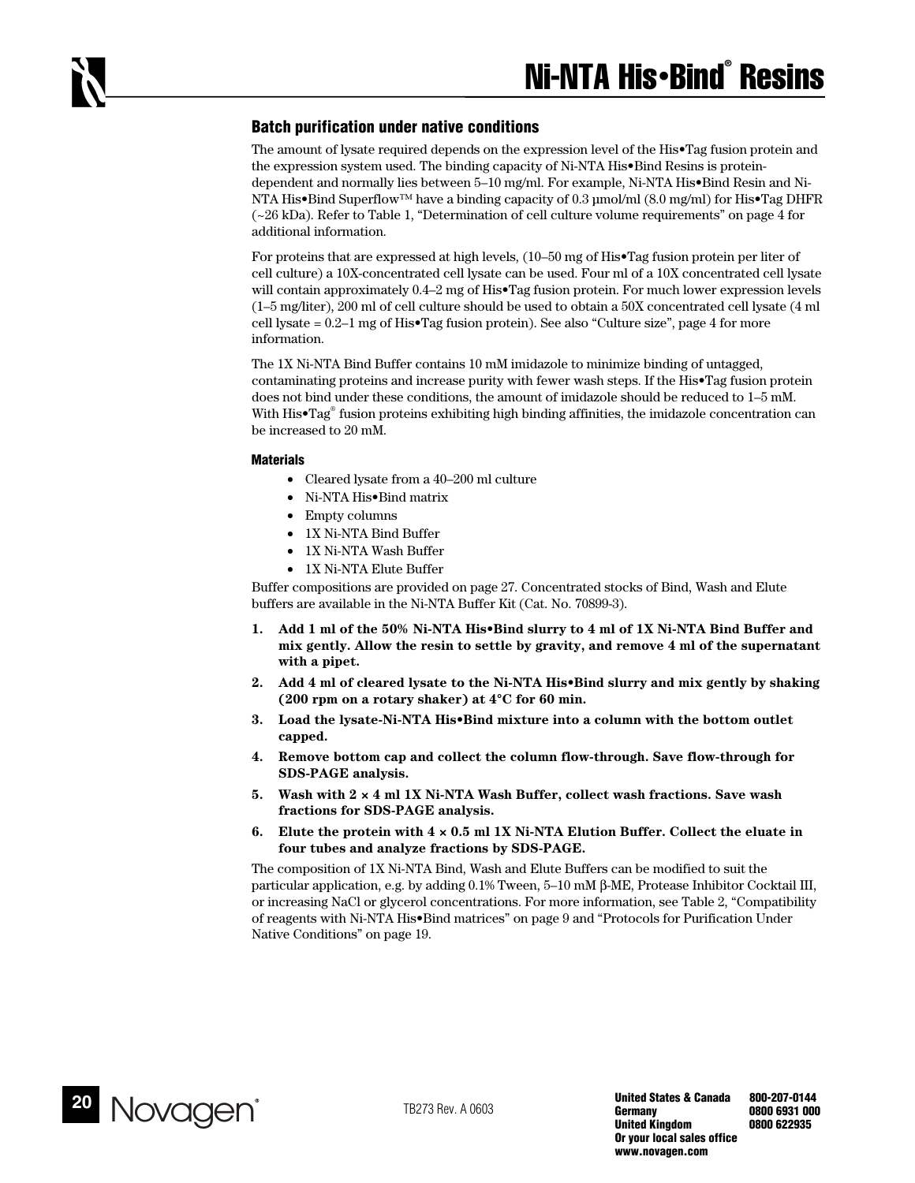## Batch purification under native conditions

The amount of lysate required depends on the expression level of the His•Tag fusion protein and the expression system used. The binding capacity of Ni-NTA His•Bind Resins is protein-dependent and normally lies between 5–10 mg/ml. For example, Ni-NTA His•Bind Resin and Ni-NTA His•Bind Superflow™ have a binding capacity of 0.3 µmol/ml (8.0 mg/ml) for His•Tag DHFR (~26 kDa). Refer to Table 1, "Determination of cell culture volume requirements" on page 4 for additional information.

For proteins that are expressed at high levels, (10–50 mg of His•Tag fusion protein per liter of cell culture) a 10X-concentrated cell lysate can be used. Four ml of a 10X concentrated cell lysate will contain approximately 0.4–2 mg of His•Tag fusion protein. For much lower expression levels (1–5 mg/liter), 200 ml of cell culture should be used to obtain a 50X concentrated cell lysate (4 ml cell lysate = 0.2–1 mg of His•Tag fusion protein). See also "Culture size", page 4 for more information.

The 1X Ni-NTA Bind Buffer contains 10 mM imidazole to minimize binding of untagged, contaminating proteins and increase purity with fewer wash steps. If the His•Tag fusion protein does not bind under these conditions, the amount of imidazole should be reduced to 1–5 mM. With His•Tag® fusion proteins exhibiting high binding affinities, the imidazole concentration can be increased to 20 mM.

### Materials

- Cleared lysate from a 40–200 ml culture
- Ni-NTA His•Bind matrix
- Empty columns
- 1X Ni-NTA Bind Buffer
- 1X Ni-NTA Wash Buffer
- 1X Ni-NTA Elute Buffer

Buffer compositions are provided on page 27. Concentrated stocks of Bind, Wash and Elute buffers are available in the Ni-NTA Buffer Kit (Cat. No. 70899-3).

1. **Add 1 ml of the 50% Ni-NTA His•Bind slurry to 4 ml of 1X Ni-NTA Bind Buffer and mix gently. Allow the resin to settle by gravity, and remove 4 ml of the supernatant with a pipet.**
2. **Add 4 ml of cleared lysate to the Ni-NTA His•Bind slurry and mix gently by shaking (200 rpm on a rotary shaker) at 4°C for 60 min.**
3. **Load the lysate-Ni-NTA His•Bind mixture into a column with the bottom outlet capped.**
4. **Remove bottom cap and collect the column flow-through. Save flow-through for SDS-PAGE analysis.**
5. **Wash with 2 × 4 ml 1X Ni-NTA Wash Buffer, collect wash fractions. Save wash fractions for SDS-PAGE analysis.**
6. **Elute the protein with 4 × 0.5 ml 1X Ni-NTA Elution Buffer. Collect the eluate in four tubes and analyze fractions by SDS-PAGE.**

The composition of 1X Ni-NTA Bind, Wash and Elute Buffers can be modified to suit the particular application, e.g. by adding 0.1% Tween, 5–10 mM β-ME, Protease Inhibitor Cocktail III, or increasing NaCl or glycerol concentrations. For more information, see Table 2, "Compatibility of reagents with Ni-NTA His•Bind matrices" on page 9 and "Protocols for Purification Under Native Conditions" on page 19.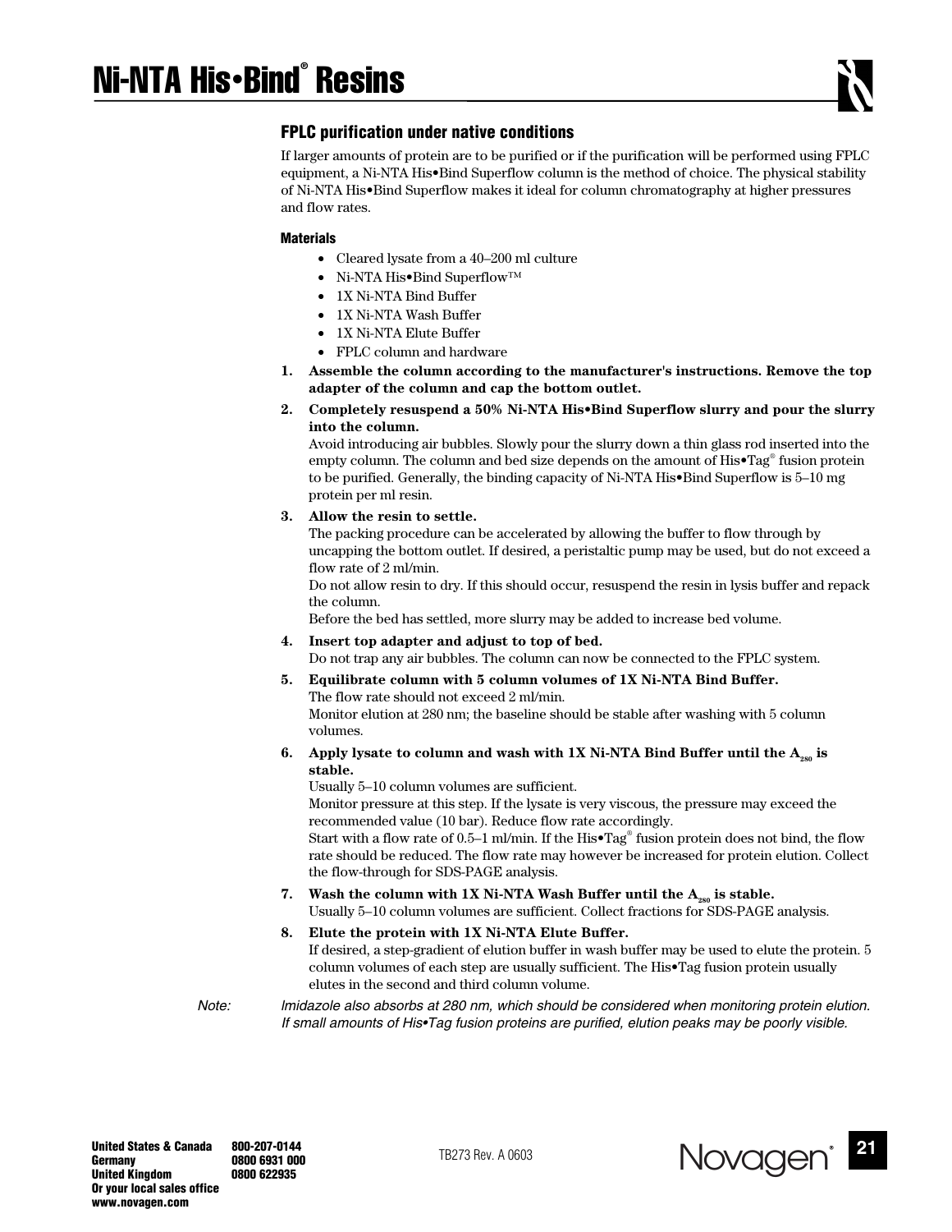## FPLC purification under native conditions

If larger amounts of protein are to be purified or if the purification will be performed using FPLC equipment, a Ni-NTA His•Bind Superflow column is the method of choice. The physical stability of Ni-NTA His•Bind Superflow makes it ideal for column chromatography at higher pressures and flow rates.

#### Materials

- Cleared lysate from a 40–200 ml culture
- Ni-NTA His•Bind Superflow™
- 1X Ni-NTA Bind Buffer
- 1X Ni-NTA Wash Buffer
- 1X Ni-NTA Elute Buffer
- FPLC column and hardware

1. **Assemble the column according to the manufacturer's instructions. Remove the top adapter of the column and cap the bottom outlet.**
2. **Completely resuspend a 50% Ni-NTA His•Bind Superflow slurry and pour the slurry into the column.**
   Avoid introducing air bubbles. Slowly pour the slurry down a thin glass rod inserted into the empty column. The column and bed size depends on the amount of His•Tag® fusion protein to be purified. Generally, the binding capacity of Ni-NTA His•Bind Superflow is 5–10 mg protein per ml resin.
3. **Allow the resin to settle.**
   The packing procedure can be accelerated by allowing the buffer to flow through by uncapping the bottom outlet. If desired, a peristaltic pump may be used, but do not exceed a flow rate of 2 ml/min.
   Do not allow resin to dry. If this should occur, resuspend the resin in lysis buffer and repack the column.
   Before the bed has settled, more slurry may be added to increase bed volume.
4. **Insert top adapter and adjust to top of bed.**
   Do not trap any air bubbles. The column can now be connected to the FPLC system.
5. **Equilibrate column with 5 column volumes of 1X Ni-NTA Bind Buffer.**
   The flow rate should not exceed 2 ml/min.
   Monitor elution at 280 nm; the baseline should be stable after washing with 5 column volumes.
6. **Apply lysate to column and wash with 1X Ni-NTA Bind Buffer until the $A_{280}$ is stable.**
   Usually 5–10 column volumes are sufficient.
   Monitor pressure at this step. If the lysate is very viscous, the pressure may exceed the recommended value (10 bar). Reduce flow rate accordingly.
   Start with a flow rate of 0.5–1 ml/min. If the His•Tag® fusion protein does not bind, the flow rate should be reduced. The flow rate may however be increased for protein elution. Collect the flow-through for SDS-PAGE analysis.
7. **Wash the column with 1X Ni-NTA Wash Buffer until the $A_{280}$ is stable.**
   Usually 5–10 column volumes are sufficient. Collect fractions for SDS-PAGE analysis.
8. **Elute the protein with 1X Ni-NTA Elute Buffer.**
   If desired, a step-gradient of elution buffer in wash buffer may be used to elute the protein. 5 column volumes of each step are usually sufficient. The His•Tag fusion protein usually elutes in the second and third column volume.

*Note: Imidazole also absorbs at 280 nm, which should be considered when monitoring protein elution. If small amounts of His•Tag fusion proteins are purified, elution peaks may be poorly visible.*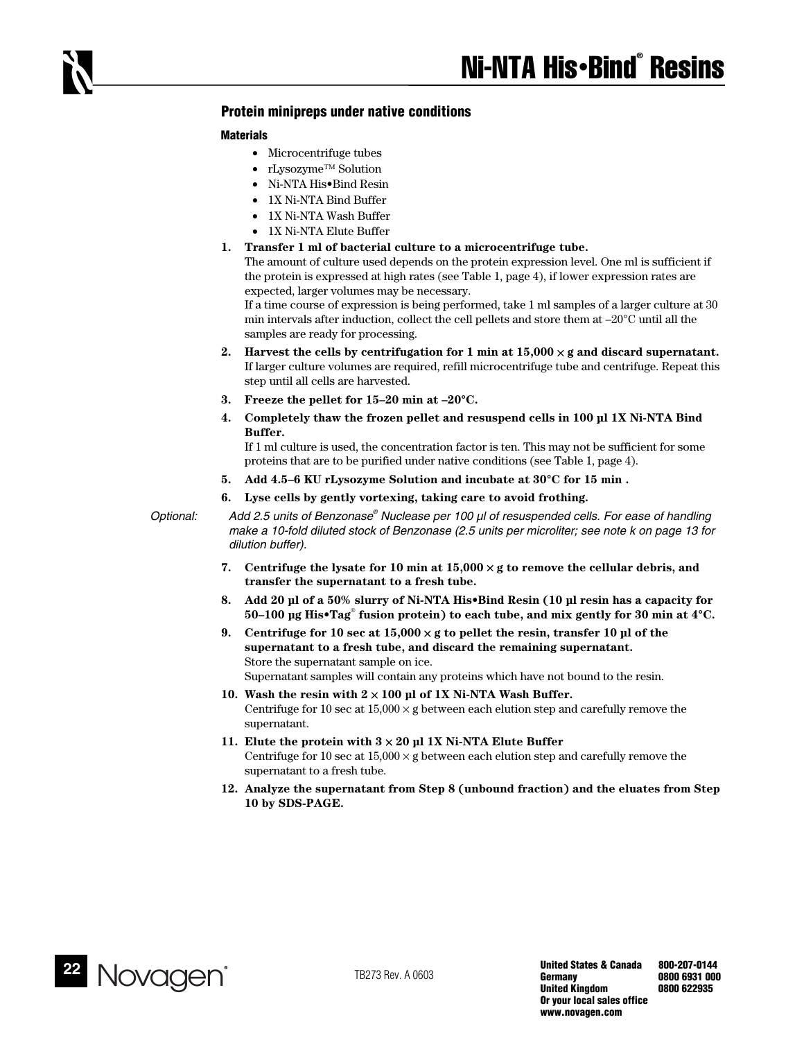## Protein minipreps under native conditions

### Materials

- Microcentrifuge tubes
- rLysozyme™ Solution
- Ni-NTA His•Bind Resin
- 1X Ni-NTA Bind Buffer
- 1X Ni-NTA Wash Buffer
- 1X Ni-NTA Elute Buffer

1. **Transfer 1 ml of bacterial culture to a microcentrifuge tube.**
   The amount of culture used depends on the protein expression level. One ml is sufficient if the protein is expressed at high rates (see Table 1, page 4), if lower expression rates are expected, larger volumes may be necessary.
   If a time course of expression is being performed, take 1 ml samples of a larger culture at 30 min intervals after induction, collect the cell pellets and store them at –20°C until all the samples are ready for processing.
2. **Harvest the cells by centrifugation for 1 min at 15,000 × g and discard supernatant.**
   If larger culture volumes are required, refill microcentrifuge tube and centrifuge. Repeat this step until all cells are harvested.
3. **Freeze the pellet for 15–20 min at –20°C.**
4. **Completely thaw the frozen pellet and resuspend cells in 100 µl 1X Ni-NTA Bind Buffer.**
   If 1 ml culture is used, the concentration factor is ten. This may not be sufficient for some proteins that are to be purified under native conditions (see Table 1, page 4).
5. **Add 4.5–6 KU rLysozyme Solution and incubate at 30°C for 15 min .**
6. **Lyse cells by gently vortexing, taking care to avoid frothing.**

*Optional: Add 2.5 units of Benzonase® Nuclease per 100 µl of resuspended cells. For ease of handling make a 10-fold diluted stock of Benzonase (2.5 units per microliter; see note k on page 13 for dilution buffer).*

7. **Centrifuge the lysate for 10 min at 15,000 × g to remove the cellular debris, and transfer the supernatant to a fresh tube.**
8. **Add 20 µl of a 50% slurry of Ni-NTA His•Bind Resin (10 µl resin has a capacity for 50–100 µg His•Tag® fusion protein) to each tube, and mix gently for 30 min at 4°C.**
9. **Centrifuge for 10 sec at 15,000 × g to pellet the resin, transfer 10 µl of the supernatant to a fresh tube, and discard the remaining supernatant.**
   Store the supernatant sample on ice.
   Supernatant samples will contain any proteins which have not bound to the resin.
10. **Wash the resin with 2 × 100 µl of 1X Ni-NTA Wash Buffer.**
    Centrifuge for 10 sec at 15,000 × g between each elution step and carefully remove the supernatant.
11. **Elute the protein with 3 × 20 µl 1X Ni-NTA Elute Buffer**
    Centrifuge for 10 sec at 15,000 × g between each elution step and carefully remove the supernatant to a fresh tube.
12. **Analyze the supernatant from Step 8 (unbound fraction) and the eluates from Step 10 by SDS-PAGE.**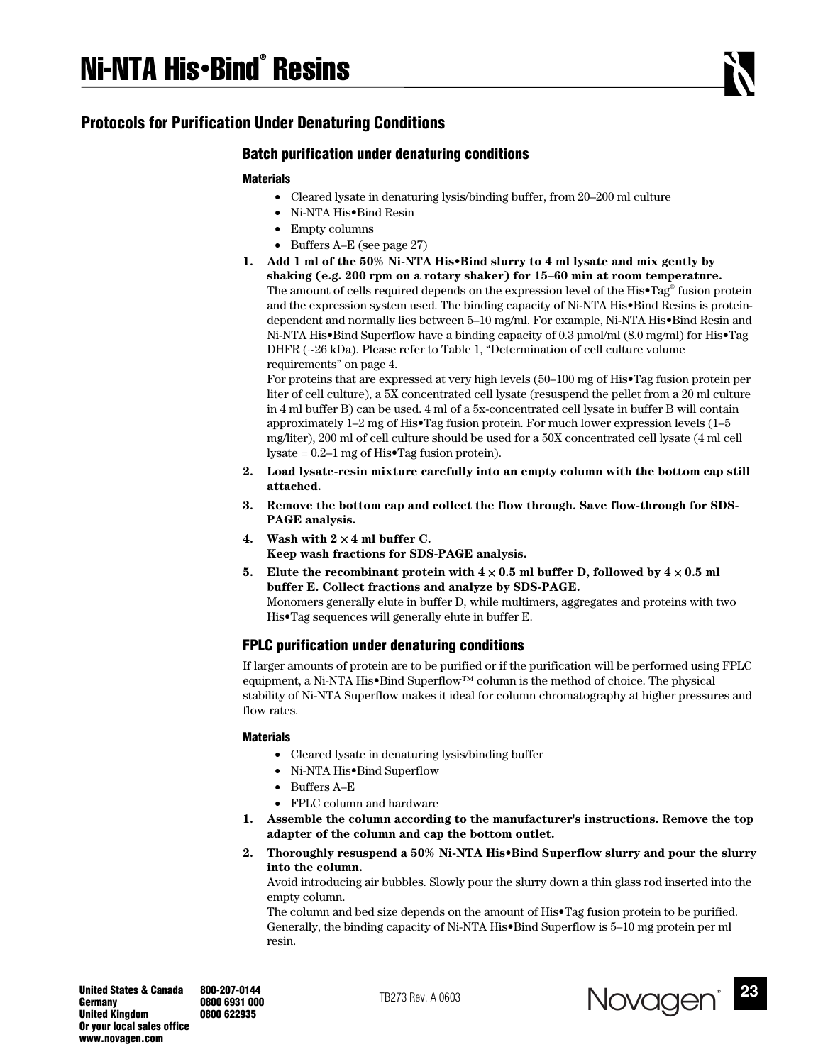## Protocols for Purification Under Denaturing Conditions

### Batch purification under denaturing conditions

#### Materials

- Cleared lysate in denaturing lysis/binding buffer, from 20–200 ml culture
- Ni-NTA His•Bind Resin
- Empty columns
- Buffers A–E (see page 27)

1. **Add 1 ml of the 50% Ni-NTA His•Bind slurry to 4 ml lysate and mix gently by shaking (e.g. 200 rpm on a rotary shaker) for 15–60 min at room temperature.**
   The amount of cells required depends on the expression level of the His•Tag® fusion protein and the expression system used. The binding capacity of Ni-NTA His•Bind Resins is protein-dependent and normally lies between 5–10 mg/ml. For example, Ni-NTA His•Bind Resin and Ni-NTA His•Bind Superflow have a binding capacity of 0.3 µmol/ml (8.0 mg/ml) for His•Tag DHFR (~26 kDa). Please refer to Table 1, "Determination of cell culture volume requirements" on page 4.
   For proteins that are expressed at very high levels (50–100 mg of His•Tag fusion protein per liter of cell culture), a 5X concentrated cell lysate (resuspend the pellet from a 20 ml culture in 4 ml buffer B) can be used. 4 ml of a 5x-concentrated cell lysate in buffer B will contain approximately 1–2 mg of His•Tag fusion protein. For much lower expression levels (1–5 mg/liter), 200 ml of cell culture should be used for a 50X concentrated cell lysate (4 ml cell lysate = 0.2–1 mg of His•Tag fusion protein).
2. **Load lysate-resin mixture carefully into an empty column with the bottom cap still attached.**
3. **Remove the bottom cap and collect the flow through. Save flow-through for SDS-PAGE analysis.**
4. **Wash with 2 × 4 ml buffer C.**
   **Keep wash fractions for SDS-PAGE analysis.**
5. **Elute the recombinant protein with 4 × 0.5 ml buffer D, followed by 4 × 0.5 ml buffer E. Collect fractions and analyze by SDS-PAGE.**
   Monomers generally elute in buffer D, while multimers, aggregates and proteins with two His•Tag sequences will generally elute in buffer E.

### FPLC purification under denaturing conditions

If larger amounts of protein are to be purified or if the purification will be performed using FPLC equipment, a Ni-NTA His•Bind Superflow™ column is the method of choice. The physical stability of Ni-NTA Superflow makes it ideal for column chromatography at higher pressures and flow rates.

#### Materials

- Cleared lysate in denaturing lysis/binding buffer
- Ni-NTA His•Bind Superflow
- Buffers A–E
- FPLC column and hardware

1. **Assemble the column according to the manufacturer's instructions. Remove the top adapter of the column and cap the bottom outlet.**
2. **Thoroughly resuspend a 50% Ni-NTA His•Bind Superflow slurry and pour the slurry into the column.**
   Avoid introducing air bubbles. Slowly pour the slurry down a thin glass rod inserted into the empty column.
   The column and bed size depends on the amount of His•Tag fusion protein to be purified. Generally, the binding capacity of Ni-NTA His•Bind Superflow is 5–10 mg protein per ml resin.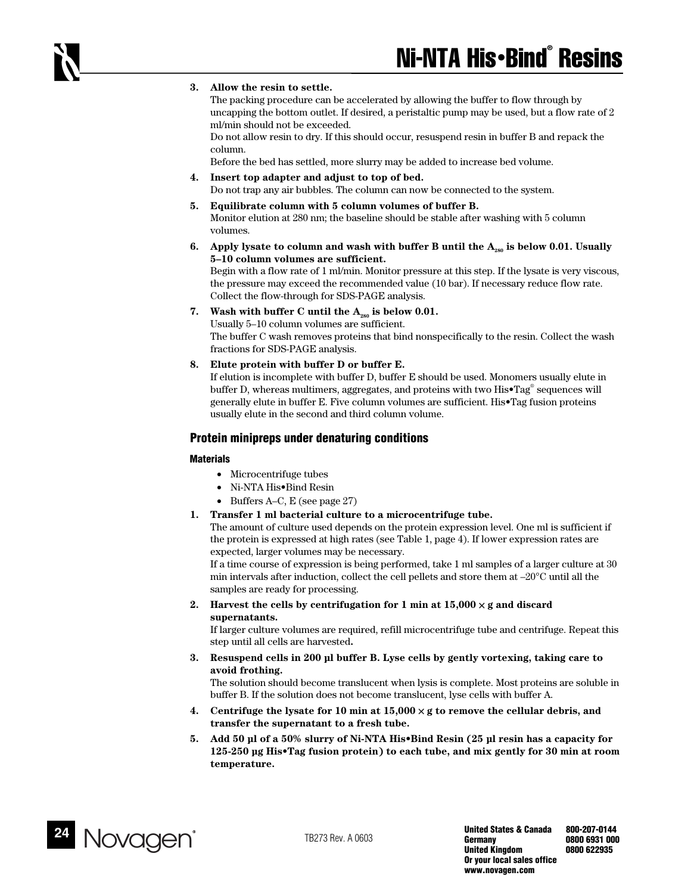3. **Allow the resin to settle.**
   The packing procedure can be accelerated by allowing the buffer to flow through by uncapping the bottom outlet. If desired, a peristaltic pump may be used, but a flow rate of 2 ml/min should not be exceeded.
   Do not allow resin to dry. If this should occur, resuspend resin in buffer B and repack the column.
   Before the bed has settled, more slurry may be added to increase bed volume.

4. **Insert top adapter and adjust to top of bed.**
   Do not trap any air bubbles. The column can now be connected to the system.

5. **Equilibrate column with 5 column volumes of buffer B.**
   Monitor elution at 280 nm; the baseline should be stable after washing with 5 column volumes.

6. **Apply lysate to column and wash with buffer B until the $A_{280}$ is below 0.01. Usually 5–10 column volumes are sufficient.**
   Begin with a flow rate of 1 ml/min. Monitor pressure at this step. If the lysate is very viscous, the pressure may exceed the recommended value (10 bar). If necessary reduce flow rate. Collect the flow-through for SDS-PAGE analysis.

7. **Wash with buffer C until the $A_{280}$ is below 0.01.**
   Usually 5–10 column volumes are sufficient.
   The buffer C wash removes proteins that bind nonspecifically to the resin. Collect the wash fractions for SDS-PAGE analysis.

8. **Elute protein with buffer D or buffer E.**
   If elution is incomplete with buffer D, buffer E should be used. Monomers usually elute in buffer D, whereas multimers, aggregates, and proteins with two His•Tag® sequences will generally elute in buffer E. Five column volumes are sufficient. His•Tag fusion proteins usually elute in the second and third column volume.

## Protein minipreps under denaturing conditions

### Materials

- Microcentrifuge tubes
- Ni-NTA His•Bind Resin
- Buffers A–C, E (see page 27)

1. **Transfer 1 ml bacterial culture to a microcentrifuge tube.**
   The amount of culture used depends on the protein expression level. One ml is sufficient if the protein is expressed at high rates (see Table 1, page 4). If lower expression rates are expected, larger volumes may be necessary.
   If a time course of expression is being performed, take 1 ml samples of a larger culture at 30 min intervals after induction, collect the cell pellets and store them at –20°C until all the samples are ready for processing.

2. **Harvest the cells by centrifugation for 1 min at 15,000 × g and discard supernatants.**
   If larger culture volumes are required, refill microcentrifuge tube and centrifuge. Repeat this step until all cells are harvested**.**

3. **Resuspend cells in 200 µl buffer B. Lyse cells by gently vortexing, taking care to avoid frothing.**
   The solution should become translucent when lysis is complete. Most proteins are soluble in buffer B. If the solution does not become translucent, lyse cells with buffer A.

4. **Centrifuge the lysate for 10 min at 15,000 × g to remove the cellular debris, and transfer the supernatant to a fresh tube.**

5. **Add 50 µl of a 50% slurry of Ni-NTA His•Bind Resin (25 µl resin has a capacity for 125-250 µg His•Tag fusion protein) to each tube, and mix gently for 30 min at room temperature.**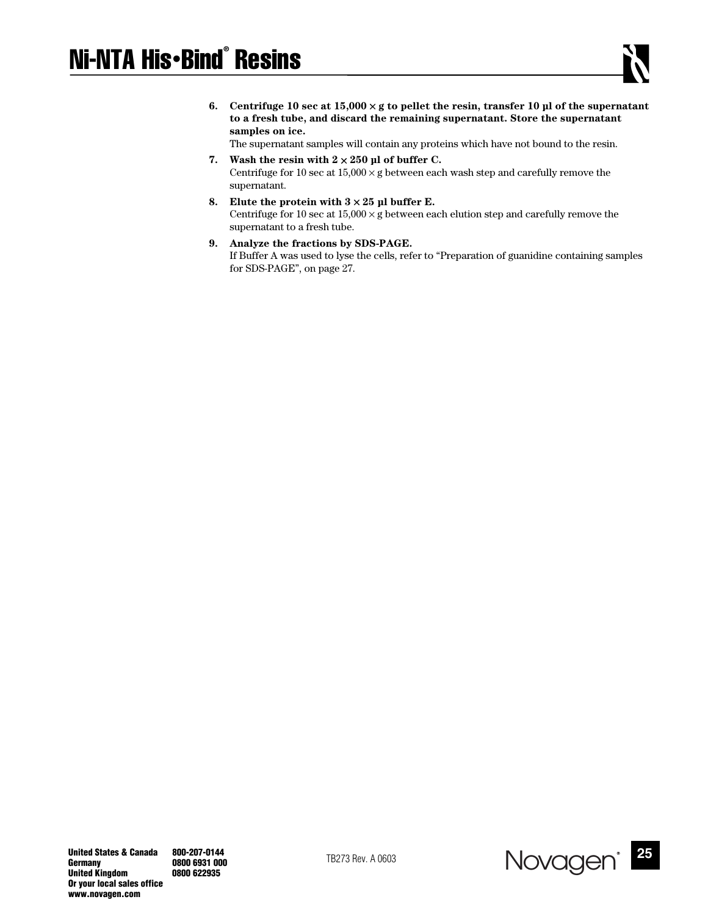6. **Centrifuge 10 sec at 15,000 × g to pellet the resin, transfer 10 µl of the supernatant to a fresh tube, and discard the remaining supernatant. Store the supernatant samples on ice.**
   The supernatant samples will contain any proteins which have not bound to the resin.
7. **Wash the resin with 2 × 250 µl of buffer C.**
   Centrifuge for 10 sec at 15,000 × g between each wash step and carefully remove the supernatant.
8. **Elute the protein with 3 × 25 µl buffer E.**
   Centrifuge for 10 sec at 15,000 × g between each elution step and carefully remove the supernatant to a fresh tube.
9. **Analyze the fractions by SDS-PAGE.**
   If Buffer A was used to lyse the cells, refer to "Preparation of guanidine containing samples for SDS-PAGE", on page 27.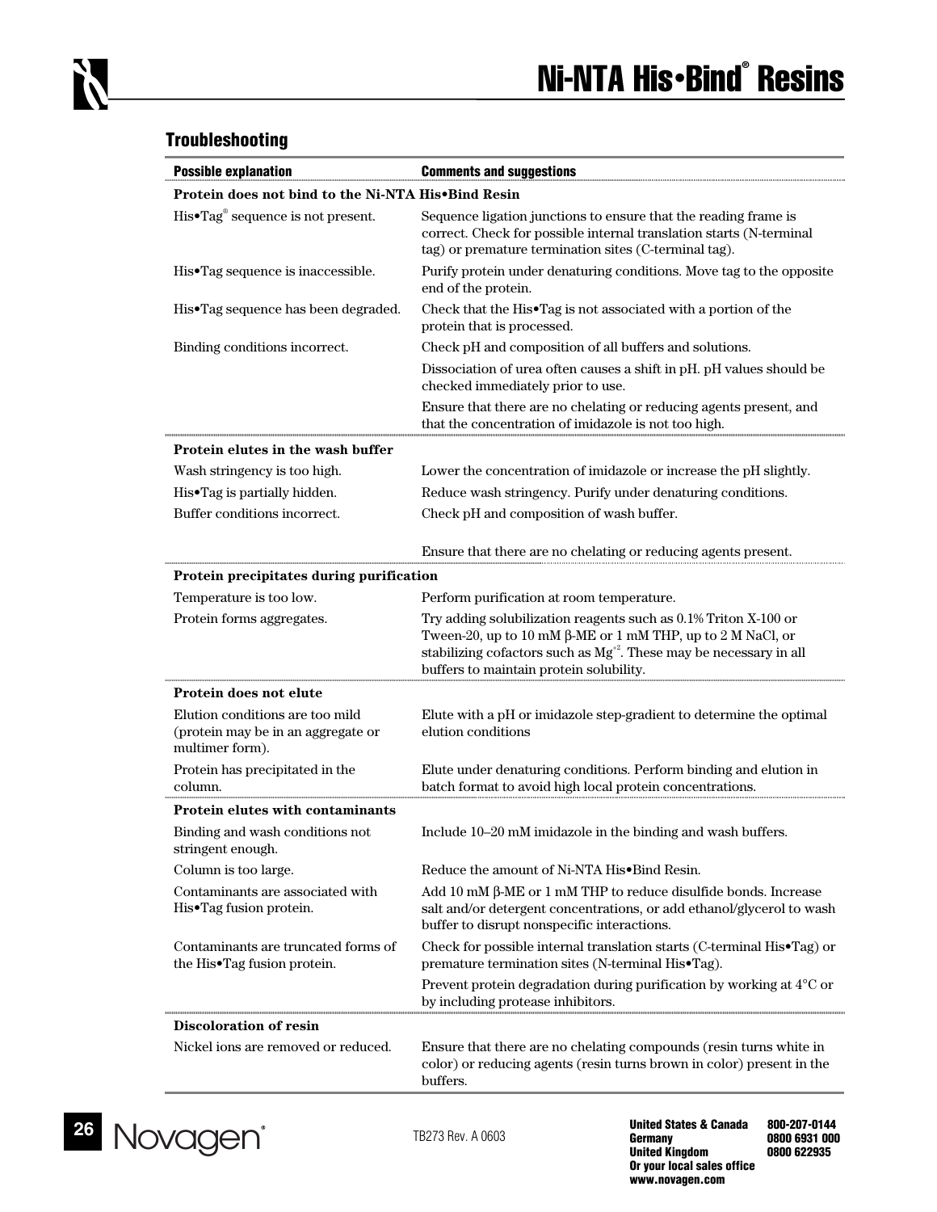## Troubleshooting

| Possible explanation | Comments and suggestions |
|---|---|
| **Protein does not bind to the Ni-NTA His•Bind Resin** | |
| His•Tag® sequence is not present. | Sequence ligation junctions to ensure that the reading frame is correct. Check for possible internal translation starts (N-terminal tag) or premature termination sites (C-terminal tag). |
| His•Tag sequence is inaccessible. | Purify protein under denaturing conditions. Move tag to the opposite end of the protein. |
| His•Tag sequence has been degraded. | Check that the His•Tag is not associated with a portion of the protein that is processed. |
| Binding conditions incorrect. | Check pH and composition of all buffers and solutions. |
| | Dissociation of urea often causes a shift in pH. pH values should be checked immediately prior to use. |
| | Ensure that there are no chelating or reducing agents present, and that the concentration of imidazole is not too high. |
| **Protein elutes in the wash buffer** | |
| Wash stringency is too high. | Lower the concentration of imidazole or increase the pH slightly. |
| His•Tag is partially hidden. | Reduce wash stringency. Purify under denaturing conditions. |
| Buffer conditions incorrect. | Check pH and composition of wash buffer. |
| | Ensure that there are no chelating or reducing agents present. |
| **Protein precipitates during purification** | |
| Temperature is too low. | Perform purification at room temperature. |
| Protein forms aggregates. | Try adding solubilization reagents such as 0.1% Triton X-100 or Tween-20, up to 10 mM β-ME or 1 mM THP, up to 2 M NaCl, or stabilizing cofactors such as $Mg^{+2}$. These may be necessary in all buffers to maintain protein solubility. |
| **Protein does not elute** | |
| Elution conditions are too mild (protein may be in an aggregate or multimer form). | Elute with a pH or imidazole step-gradient to determine the optimal elution conditions |
| Protein has precipitated in the column. | Elute under denaturing conditions. Perform binding and elution in batch format to avoid high local protein concentrations. |
| **Protein elutes with contaminants** | |
| Binding and wash conditions not stringent enough. | Include 10–20 mM imidazole in the binding and wash buffers. |
| Column is too large. | Reduce the amount of Ni-NTA His•Bind Resin. |
| Contaminants are associated with His•Tag fusion protein. | Add 10 mM β-ME or 1 mM THP to reduce disulfide bonds. Increase salt and/or detergent concentrations, or add ethanol/glycerol to wash buffer to disrupt nonspecific interactions. |
| Contaminants are truncated forms of the His•Tag fusion protein. | Check for possible internal translation starts (C-terminal His•Tag) or premature termination sites (N-terminal His•Tag). |
| | Prevent protein degradation during purification by working at 4°C or by including protease inhibitors. |
| **Discoloration of resin** | |
| Nickel ions are removed or reduced. | Ensure that there are no chelating compounds (resin turns white in color) or reducing agents (resin turns brown in color) present in the buffers. |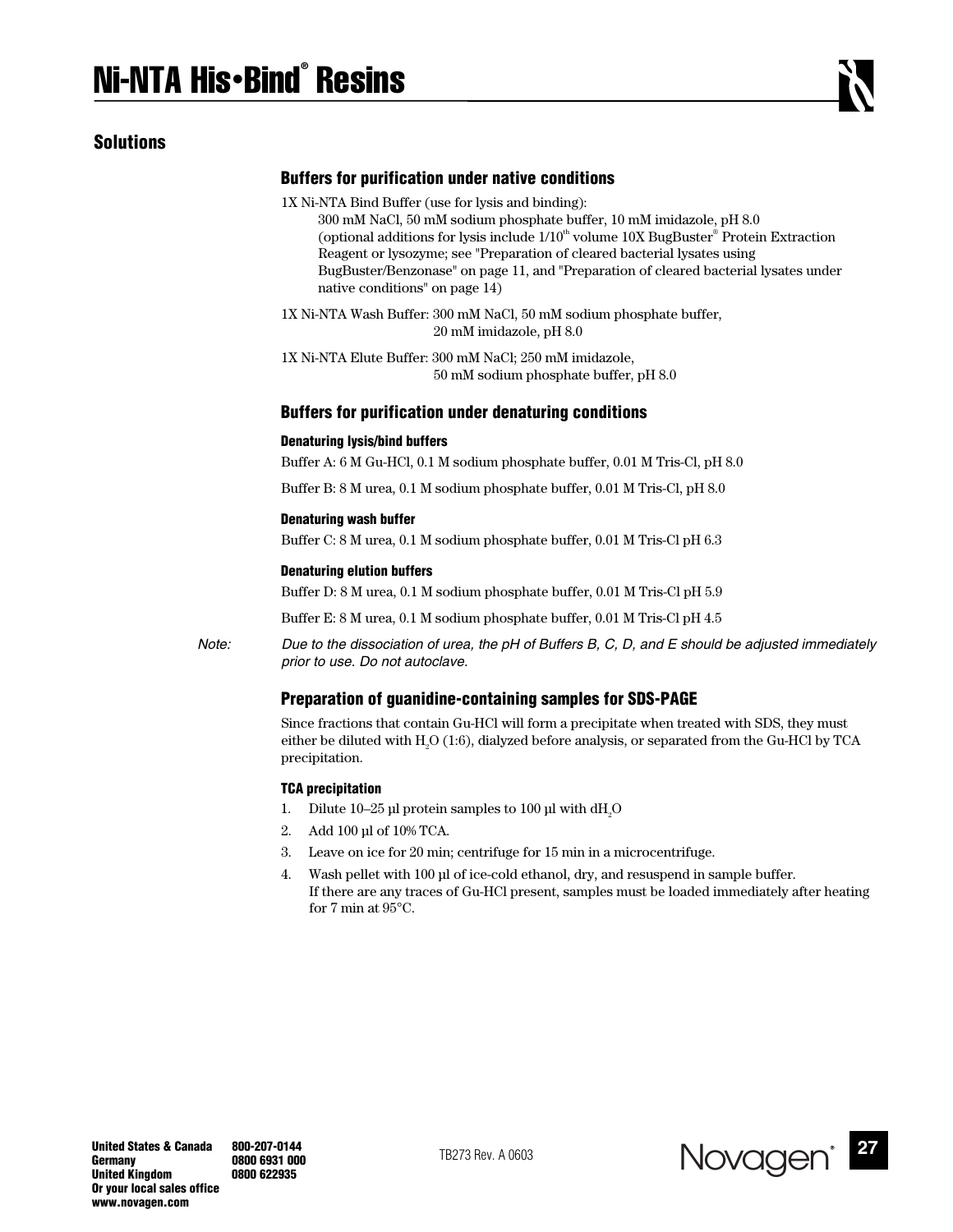## Solutions

### Buffers for purification under native conditions

1X Ni-NTA Bind Buffer (use for lysis and binding):
300 mM NaCl, 50 mM sodium phosphate buffer, 10 mM imidazole, pH 8.0
(optional additions for lysis include 1/10th volume 10X BugBuster® Protein Extraction Reagent or lysozyme; see "Preparation of cleared bacterial lysates using BugBuster/Benzonase" on page 11, and "Preparation of cleared bacterial lysates under native conditions" on page 14)

1X Ni-NTA Wash Buffer: 300 mM NaCl, 50 mM sodium phosphate buffer, 20 mM imidazole, pH 8.0

1X Ni-NTA Elute Buffer: 300 mM NaCl; 250 mM imidazole, 50 mM sodium phosphate buffer, pH 8.0

### Buffers for purification under denaturing conditions

#### Denaturing lysis/bind buffers

Buffer A: 6 M Gu-HCl, 0.1 M sodium phosphate buffer, 0.01 M Tris-Cl, pH 8.0

Buffer B: 8 M urea, 0.1 M sodium phosphate buffer, 0.01 M Tris-Cl, pH 8.0

#### Denaturing wash buffer

Buffer C: 8 M urea, 0.1 M sodium phosphate buffer, 0.01 M Tris-Cl pH 6.3

#### Denaturing elution buffers

Buffer D: 8 M urea, 0.1 M sodium phosphate buffer, 0.01 M Tris-Cl pH 5.9

Buffer E: 8 M urea, 0.1 M sodium phosphate buffer, 0.01 M Tris-Cl pH 4.5

*Note: Due to the dissociation of urea, the pH of Buffers B, C, D, and E should be adjusted immediately prior to use. Do not autoclave.*

### Preparation of guanidine-containing samples for SDS-PAGE

Since fractions that contain Gu-HCl will form a precipitate when treated with SDS, they must either be diluted with $H_2O$ (1:6), dialyzed before analysis, or separated from the Gu-HCl by TCA precipitation.

#### TCA precipitation

1. Dilute 10–25 µl protein samples to 100 µl with $dH_2O$
2. Add 100 µl of 10% TCA.
3. Leave on ice for 20 min; centrifuge for 15 min in a microcentrifuge.
4. Wash pellet with 100 µl of ice-cold ethanol, dry, and resuspend in sample buffer.
   If there are any traces of Gu-HCl present, samples must be loaded immediately after heating for 7 min at 95°C.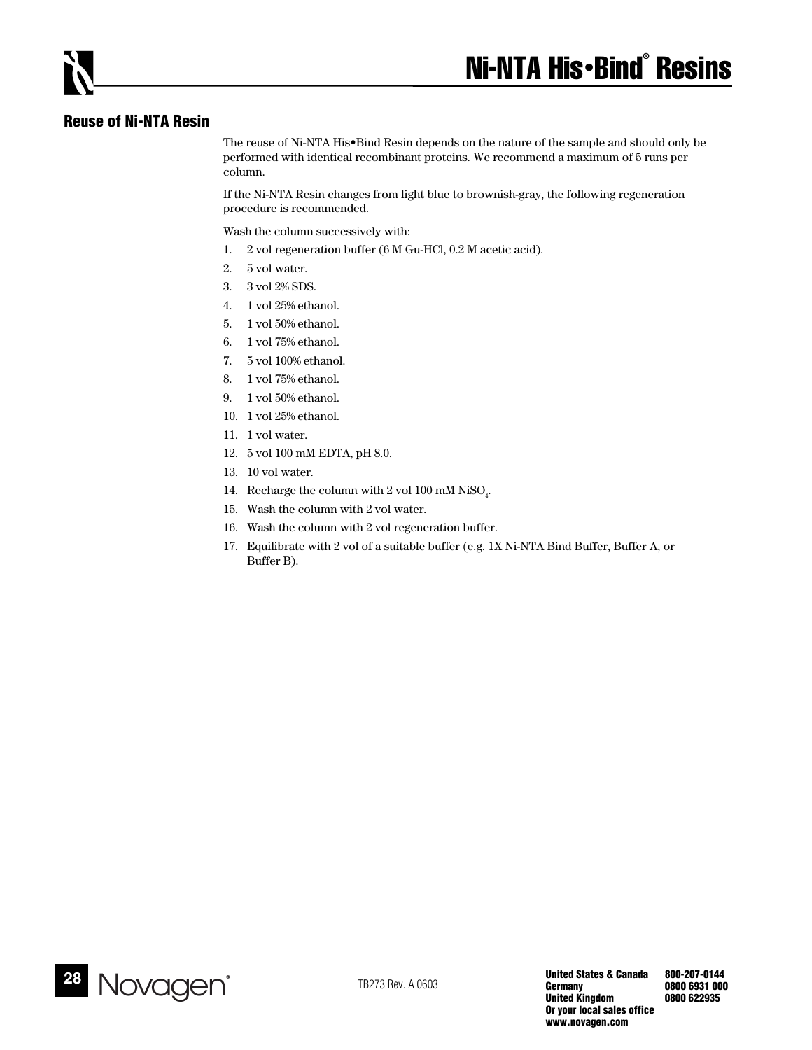## Reuse of Ni-NTA Resin

The reuse of Ni-NTA His•Bind Resin depends on the nature of the sample and should only be performed with identical recombinant proteins. We recommend a maximum of 5 runs per column.

If the Ni-NTA Resin changes from light blue to brownish-gray, the following regeneration procedure is recommended.

Wash the column successively with:

1. 2 vol regeneration buffer (6 M Gu-HCl, 0.2 M acetic acid).
2. 5 vol water.
3. 3 vol 2% SDS.
4. 1 vol 25% ethanol.
5. 1 vol 50% ethanol.
6. 1 vol 75% ethanol.
7. 5 vol 100% ethanol.
8. 1 vol 75% ethanol.
9. 1 vol 50% ethanol.
10. 1 vol 25% ethanol.
11. 1 vol water.
12. 5 vol 100 mM EDTA, pH 8.0.
13. 10 vol water.
14. Recharge the column with 2 vol 100 mM $NiSO_4$.
15. Wash the column with 2 vol water.
16. Wash the column with 2 vol regeneration buffer.
17. Equilibrate with 2 vol of a suitable buffer (e.g. 1X Ni-NTA Bind Buffer, Buffer A, or Buffer B).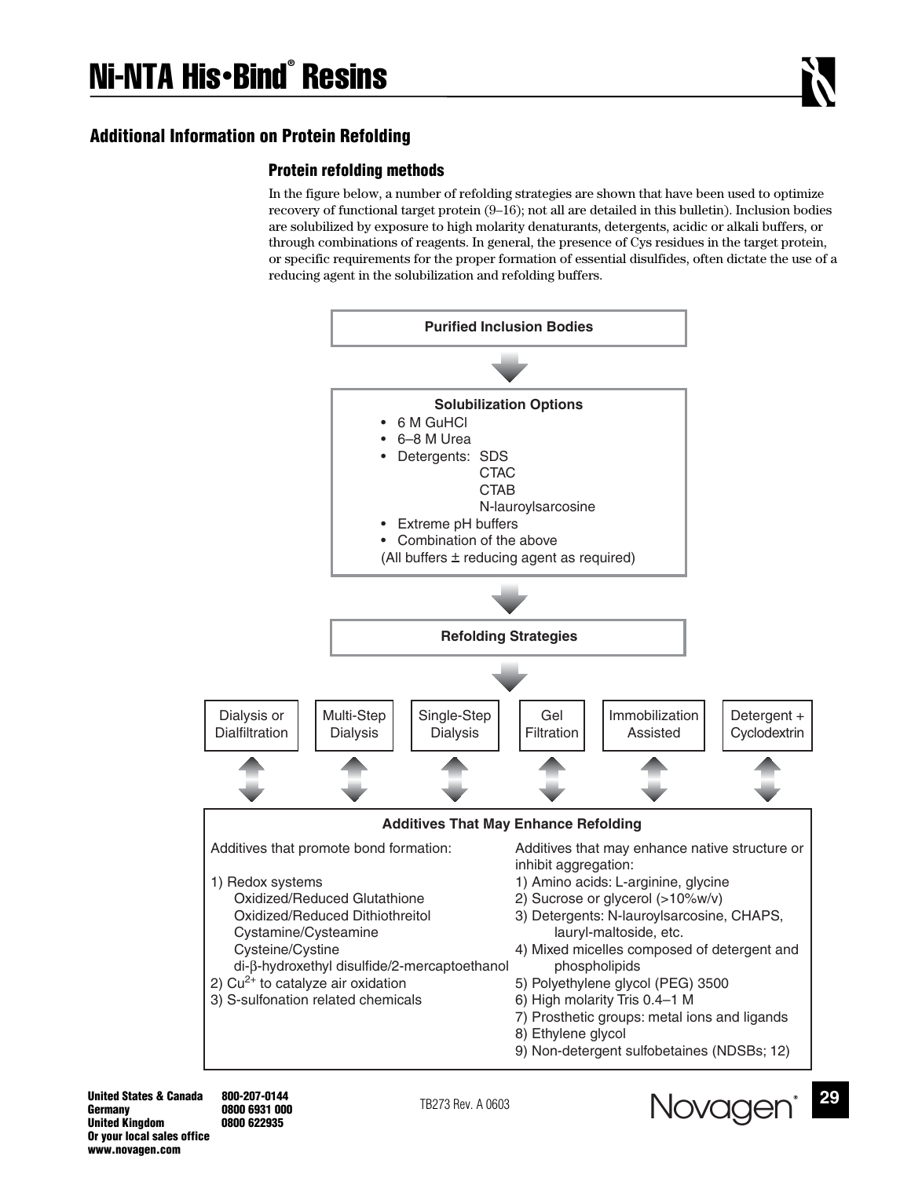## Additional Information on Protein Refolding

### Protein refolding methods

In the figure below, a number of refolding strategies are shown that have been used to optimize recovery of functional target protein (9–16); not all are detailed in this bulletin). Inclusion bodies are solubilized by exposure to high molarity denaturants, detergents, acidic or alkali buffers, or through combinations of reagents. In general, the presence of Cys residues in the target protein, or specific requirements for the proper formation of essential disulfides, often dictate the use of a reducing agent in the solubilization and refolding buffers.

**Purified Inclusion Bodies**

↓

**Solubilization Options**

- 6 M GuHCl
- 6–8 M Urea
- Detergents: SDS
  - CTAC
  - CTAB
  - N-lauroylsarcosine
- Extreme pH buffers
- Combination of the above

(All buffers ± reducing agent as required)

↓

**Refolding Strategies**

↓

| Dialysis or Dialfiltration | Multi-Step Dialysis | Single-Step Dialysis | Gel Filtration | Immobilization Assisted | Detergent + Cyclodextrin |
|---|---|---|---|---|---|

↕

**Additives That May Enhance Refolding**

Additives that promote bond formation:

1) Redox systems
   - Oxidized/Reduced Glutathione
   - Oxidized/Reduced Dithiothreitol
   - Cystamine/Cysteamine
   - Cysteine/Cystine
   - di-β-hydroxethyl disulfide/2-mercaptoethanol
2) $Cu^{2+}$ to catalyze air oxidation
3) S-sulfonation related chemicals

Additives that may enhance native structure or inhibit aggregation:

1) Amino acids: L-arginine, glycine
2) Sucrose or glycerol (>10%w/v)
3) Detergents: N-lauroylsarcosine, CHAPS, lauryl-maltoside, etc.
4) Mixed micelles composed of detergent and phospholipids
5) Polyethylene glycol (PEG) 3500
6) High molarity Tris 0.4–1 M
7) Prosthetic groups: metal ions and ligands
8) Ethylene glycol
9) Non-detergent sulfobetaines (NDSBs; 12)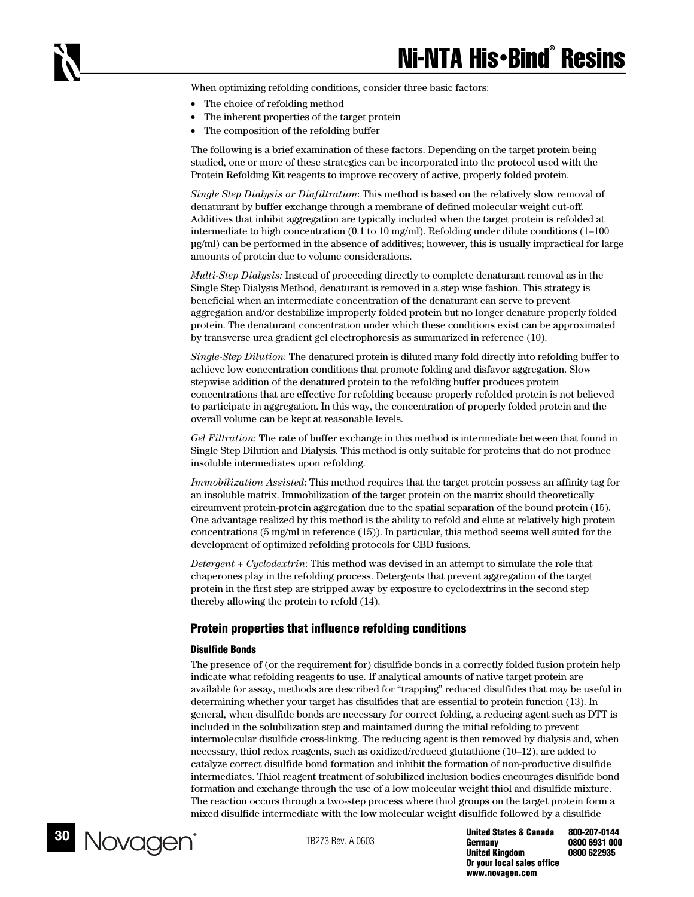When optimizing refolding conditions, consider three basic factors:

- The choice of refolding method
- The inherent properties of the target protein
- The composition of the refolding buffer

The following is a brief examination of these factors. Depending on the target protein being studied, one or more of these strategies can be incorporated into the protocol used with the Protein Refolding Kit reagents to improve recovery of active, properly folded protein.

*Single Step Dialysis or Diafiltration*: This method is based on the relatively slow removal of denaturant by buffer exchange through a membrane of defined molecular weight cut-off. Additives that inhibit aggregation are typically included when the target protein is refolded at intermediate to high concentration (0.1 to 10 mg/ml). Refolding under dilute conditions (1–100 µg/ml) can be performed in the absence of additives; however, this is usually impractical for large amounts of protein due to volume considerations.

*Multi-Step Dialysis:* Instead of proceeding directly to complete denaturant removal as in the Single Step Dialysis Method, denaturant is removed in a step wise fashion. This strategy is beneficial when an intermediate concentration of the denaturant can serve to prevent aggregation and/or destabilize improperly folded protein but no longer denature properly folded protein. The denaturant concentration under which these conditions exist can be approximated by transverse urea gradient gel electrophoresis as summarized in reference (10).

*Single-Step Dilution*: The denatured protein is diluted many fold directly into refolding buffer to achieve low concentration conditions that promote folding and disfavor aggregation. Slow stepwise addition of the denatured protein to the refolding buffer produces protein concentrations that are effective for refolding because properly refolded protein is not believed to participate in aggregation. In this way, the concentration of properly folded protein and the overall volume can be kept at reasonable levels.

*Gel Filtration*: The rate of buffer exchange in this method is intermediate between that found in Single Step Dilution and Dialysis. This method is only suitable for proteins that do not produce insoluble intermediates upon refolding.

*Immobilization Assisted*: This method requires that the target protein possess an affinity tag for an insoluble matrix. Immobilization of the target protein on the matrix should theoretically circumvent protein-protein aggregation due to the spatial separation of the bound protein (15). One advantage realized by this method is the ability to refold and elute at relatively high protein concentrations (5 mg/ml in reference (15)). In particular, this method seems well suited for the development of optimized refolding protocols for CBD fusions.

*Detergent + Cyclodextrin*: This method was devised in an attempt to simulate the role that chaperones play in the refolding process. Detergents that prevent aggregation of the target protein in the first step are stripped away by exposure to cyclodextrins in the second step thereby allowing the protein to refold (14).

## Protein properties that influence refolding conditions

### Disulfide Bonds

The presence of (or the requirement for) disulfide bonds in a correctly folded fusion protein help indicate what refolding reagents to use. If analytical amounts of native target protein are available for assay, methods are described for "trapping" reduced disulfides that may be useful in determining whether your target has disulfides that are essential to protein function (13). In general, when disulfide bonds are necessary for correct folding, a reducing agent such as DTT is included in the solubilization step and maintained during the initial refolding to prevent intermolecular disulfide cross-linking. The reducing agent is then removed by dialysis and, when necessary, thiol redox reagents, such as oxidized/reduced glutathione (10–12), are added to catalyze correct disulfide bond formation and inhibit the formation of non-productive disulfide intermediates. Thiol reagent treatment of solubilized inclusion bodies encourages disulfide bond formation and exchange through the use of a low molecular weight thiol and disulfide mixture. The reaction occurs through a two-step process where thiol groups on the target protein form a mixed disulfide intermediate with the low molecular weight disulfide followed by a disulfide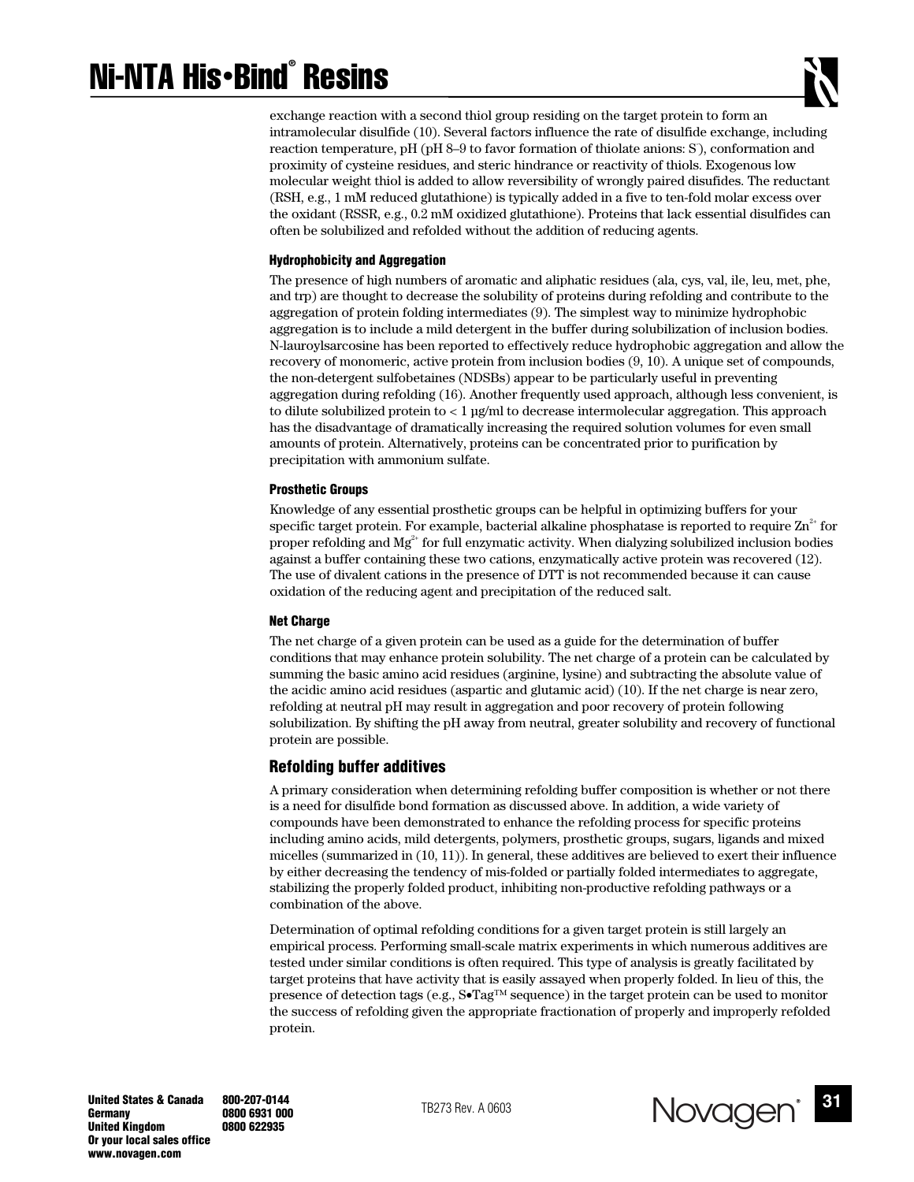exchange reaction with a second thiol group residing on the target protein to form an intramolecular disulfide (10). Several factors influence the rate of disulfide exchange, including reaction temperature, pH (pH 8–9 to favor formation of thiolate anions: $S^-$), conformation and proximity of cysteine residues, and steric hindrance or reactivity of thiols. Exogenous low molecular weight thiol is added to allow reversibility of wrongly paired disufides. The reductant (RSH, e.g., 1 mM reduced glutathione) is typically added in a five to ten-fold molar excess over the oxidant (RSSR, e.g., 0.2 mM oxidized glutathione). Proteins that lack essential disulfides can often be solubilized and refolded without the addition of reducing agents.

#### Hydrophobicity and Aggregation

The presence of high numbers of aromatic and aliphatic residues (ala, cys, val, ile, leu, met, phe, and trp) are thought to decrease the solubility of proteins during refolding and contribute to the aggregation of protein folding intermediates (9). The simplest way to minimize hydrophobic aggregation is to include a mild detergent in the buffer during solubilization of inclusion bodies. N-lauroylsarcosine has been reported to effectively reduce hydrophobic aggregation and allow the recovery of monomeric, active protein from inclusion bodies (9, 10). A unique set of compounds, the non-detergent sulfobetaines (NDSBs) appear to be particularly useful in preventing aggregation during refolding (16). Another frequently used approach, although less convenient, is to dilute solubilized protein to < 1 µg/ml to decrease intermolecular aggregation. This approach has the disadvantage of dramatically increasing the required solution volumes for even small amounts of protein. Alternatively, proteins can be concentrated prior to purification by precipitation with ammonium sulfate.

#### Prosthetic Groups

Knowledge of any essential prosthetic groups can be helpful in optimizing buffers for your specific target protein. For example, bacterial alkaline phosphatase is reported to require $Zn^{2+}$ for proper refolding and $Mg^{2+}$ for full enzymatic activity. When dialyzing solubilized inclusion bodies against a buffer containing these two cations, enzymatically active protein was recovered (12). The use of divalent cations in the presence of DTT is not recommended because it can cause oxidation of the reducing agent and precipitation of the reduced salt.

#### Net Charge

The net charge of a given protein can be used as a guide for the determination of buffer conditions that may enhance protein solubility. The net charge of a protein can be calculated by summing the basic amino acid residues (arginine, lysine) and subtracting the absolute value of the acidic amino acid residues (aspartic and glutamic acid) (10). If the net charge is near zero, refolding at neutral pH may result in aggregation and poor recovery of protein following solubilization. By shifting the pH away from neutral, greater solubility and recovery of functional protein are possible.

### Refolding buffer additives

A primary consideration when determining refolding buffer composition is whether or not there is a need for disulfide bond formation as discussed above. In addition, a wide variety of compounds have been demonstrated to enhance the refolding process for specific proteins including amino acids, mild detergents, polymers, prosthetic groups, sugars, ligands and mixed micelles (summarized in (10, 11)). In general, these additives are believed to exert their influence by either decreasing the tendency of mis-folded or partially folded intermediates to aggregate, stabilizing the properly folded product, inhibiting non-productive refolding pathways or a combination of the above.

Determination of optimal refolding conditions for a given target protein is still largely an empirical process. Performing small-scale matrix experiments in which numerous additives are tested under similar conditions is often required. This type of analysis is greatly facilitated by target proteins that have activity that is easily assayed when properly folded. In lieu of this, the presence of detection tags (e.g., S•Tag™ sequence) in the target protein can be used to monitor the success of refolding given the appropriate fractionation of properly and improperly refolded protein.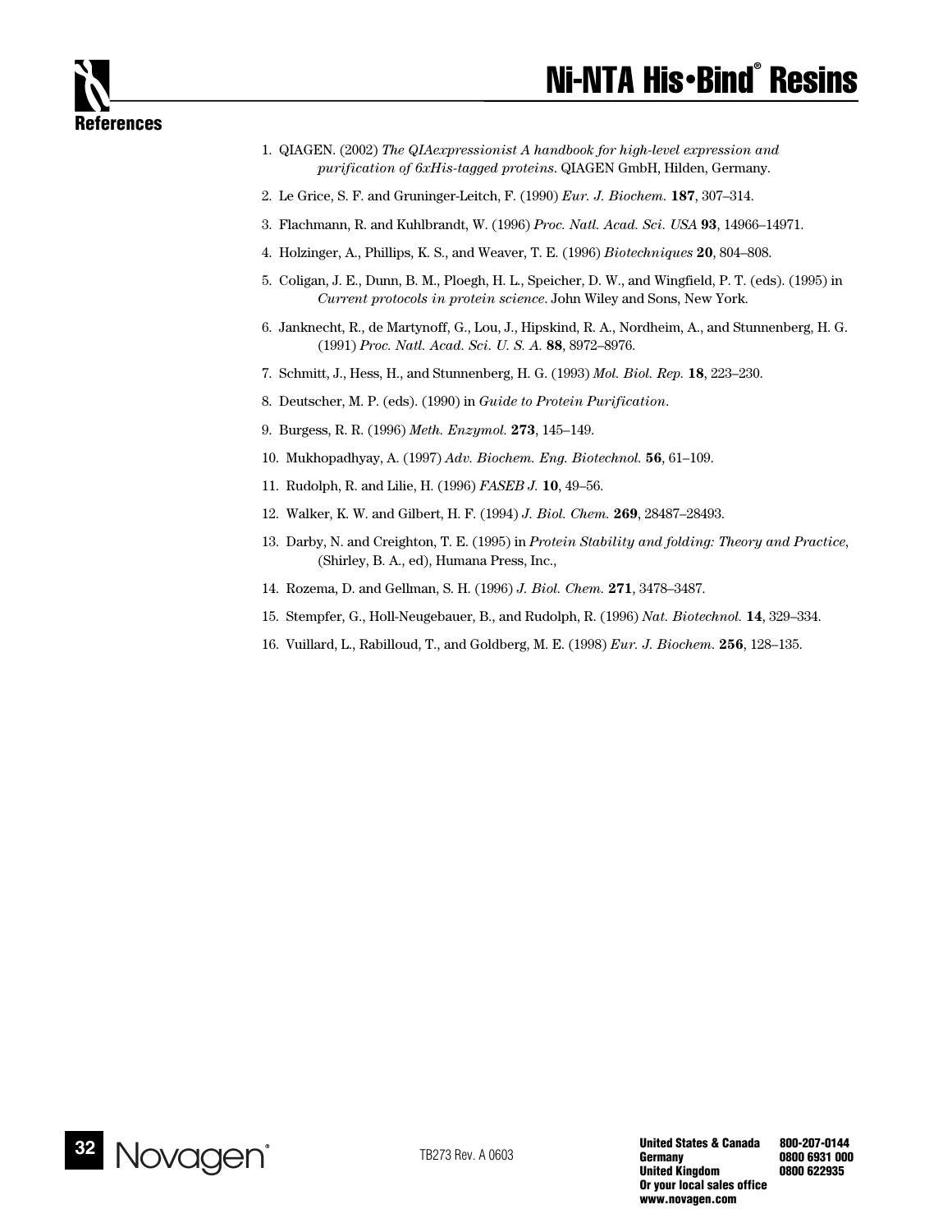## References

1. QIAGEN. (2002) *The QIAexpressionist A handbook for high-level expression and purification of 6xHis-tagged proteins*. QIAGEN GmbH, Hilden, Germany.
2. Le Grice, S. F. and Gruninger-Leitch, F. (1990) *Eur. J. Biochem.* **187**, 307–314.
3. Flachmann, R. and Kuhlbrandt, W. (1996) *Proc. Natl. Acad. Sci. USA* **93**, 14966–14971.
4. Holzinger, A., Phillips, K. S., and Weaver, T. E. (1996) *Biotechniques* **20**, 804–808.
5. Coligan, J. E., Dunn, B. M., Ploegh, H. L., Speicher, D. W., and Wingfield, P. T. (eds). (1995) in *Current protocols in protein science*. John Wiley and Sons, New York.
6. Janknecht, R., de Martynoff, G., Lou, J., Hipskind, R. A., Nordheim, A., and Stunnenberg, H. G. (1991) *Proc. Natl. Acad. Sci. U. S. A.* **88**, 8972–8976.
7. Schmitt, J., Hess, H., and Stunnenberg, H. G. (1993) *Mol. Biol. Rep.* **18**, 223–230.
8. Deutscher, M. P. (eds). (1990) in *Guide to Protein Purification*.
9. Burgess, R. R. (1996) *Meth. Enzymol.* **273**, 145–149.
10. Mukhopadhyay, A. (1997) *Adv. Biochem. Eng. Biotechnol.* **56**, 61–109.
11. Rudolph, R. and Lilie, H. (1996) *FASEB J.* **10**, 49–56.
12. Walker, K. W. and Gilbert, H. F. (1994) *J. Biol. Chem.* **269**, 28487–28493.
13. Darby, N. and Creighton, T. E. (1995) in *Protein Stability and folding: Theory and Practice*, (Shirley, B. A., ed), Humana Press, Inc.,
14. Rozema, D. and Gellman, S. H. (1996) *J. Biol. Chem.* **271**, 3478–3487.
15. Stempfer, G., Holl-Neugebauer, B., and Rudolph, R. (1996) *Nat. Biotechnol.* **14**, 329–334.
16. Vuillard, L., Rabilloud, T., and Goldberg, M. E. (1998) *Eur. J. Biochem.* **256**, 128–135.